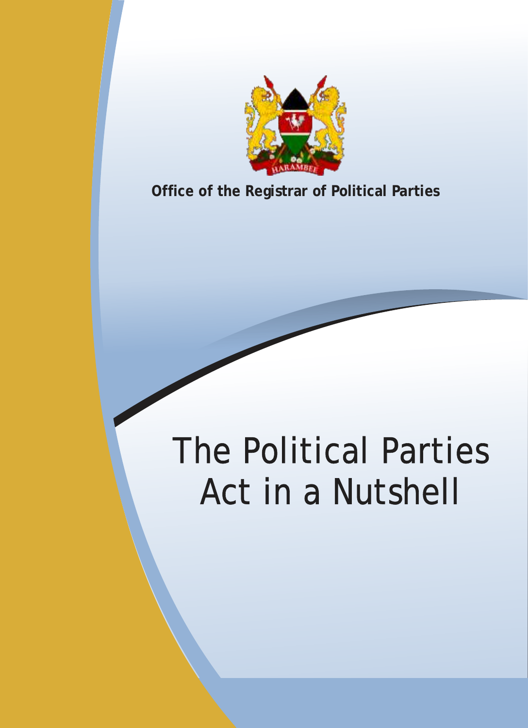**Office of the Registrar of Political Parties**

# The Political Parties Act in a Nutshell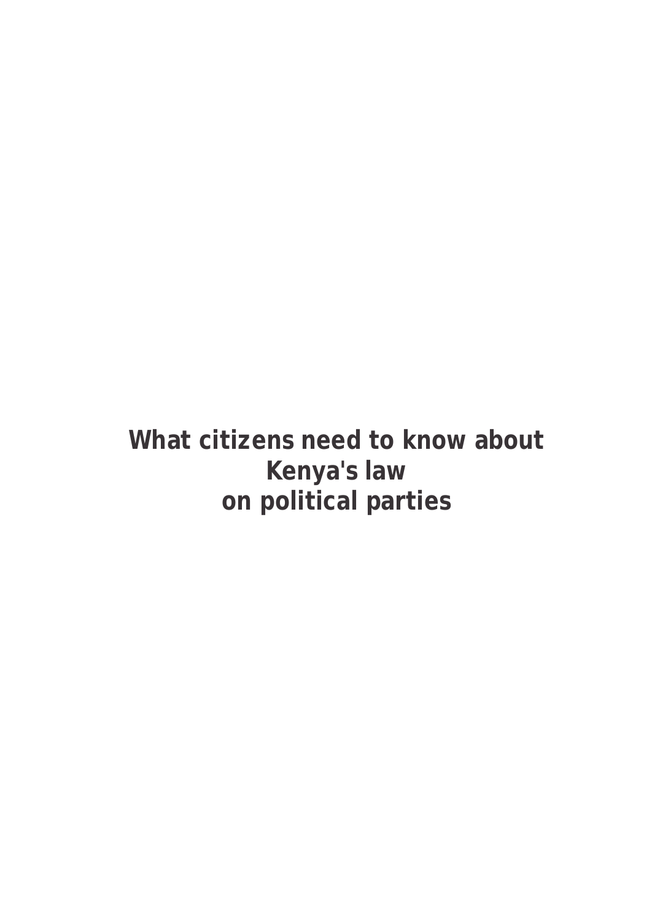# What citizens need to know about Kenya's law on political parties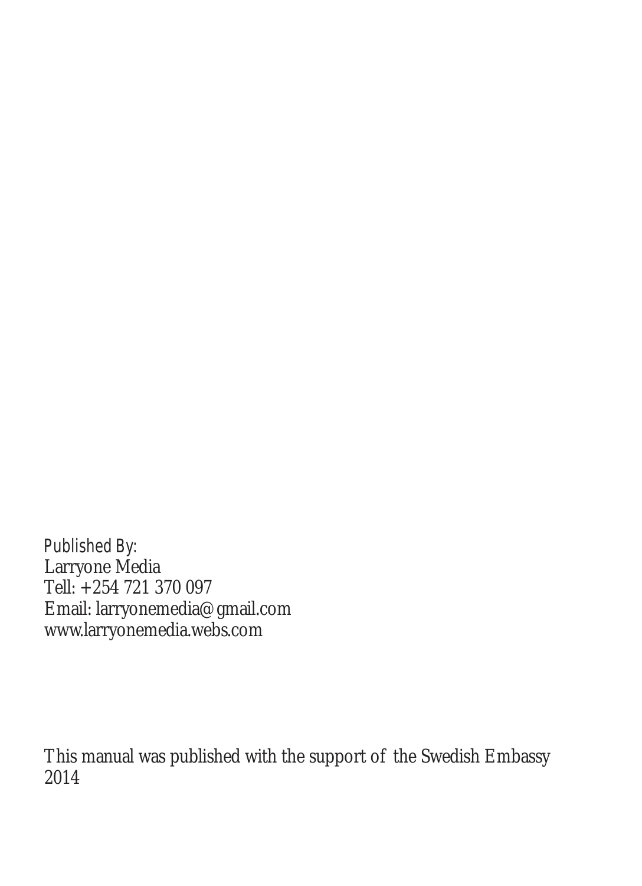*Published By:*
Larryone Media
Tell: +254 721 370 097
Email: larryonemedia@gmail.com
www.larryonemedia.webs.com

This manual was published with the support of the Swedish Embassy
2014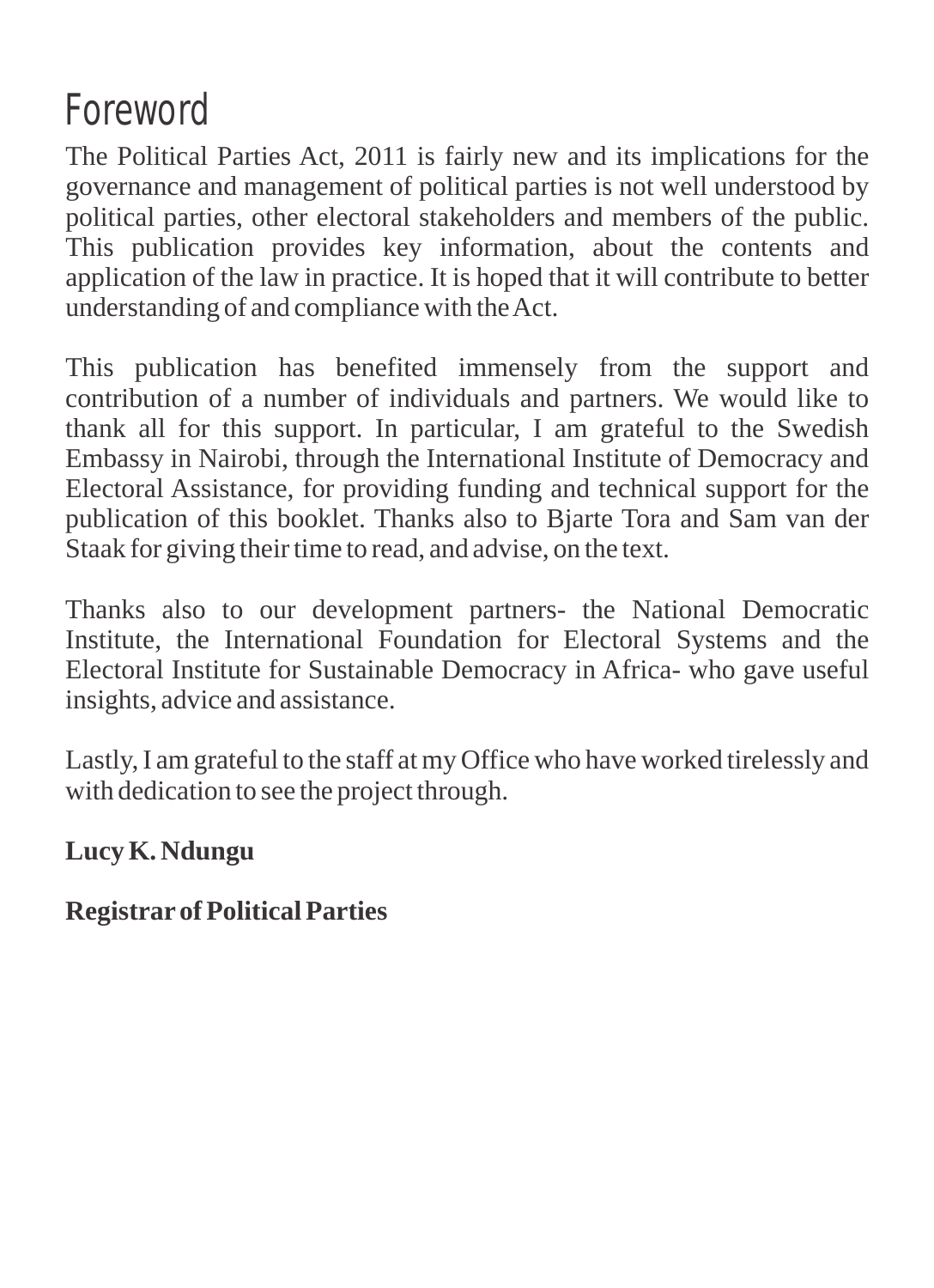# Foreword

The Political Parties Act, 2011 is fairly new and its implications for the governance and management of political parties is not well understood by political parties, other electoral stakeholders and members of the public. This publication provides key information, about the contents and application of the law in practice. It is hoped that it will contribute to better understanding of and compliance with the Act.

This publication has benefited immensely from the support and contribution of a number of individuals and partners. We would like to thank all for this support. In particular, I am grateful to the Swedish Embassy in Nairobi, through the International Institute of Democracy and Electoral Assistance, for providing funding and technical support for the publication of this booklet. Thanks also to Bjarte Tora and Sam van der Staak for giving their time to read, and advise, on the text.

Thanks also to our development partners- the National Democratic Institute, the International Foundation for Electoral Systems and the Electoral Institute for Sustainable Democracy in Africa- who gave useful insights, advice and assistance.

Lastly, I am grateful to the staff at my Office who have worked tirelessly and with dedication to see the project through.

**Lucy K. Ndungu**

**Registrar of Political Parties**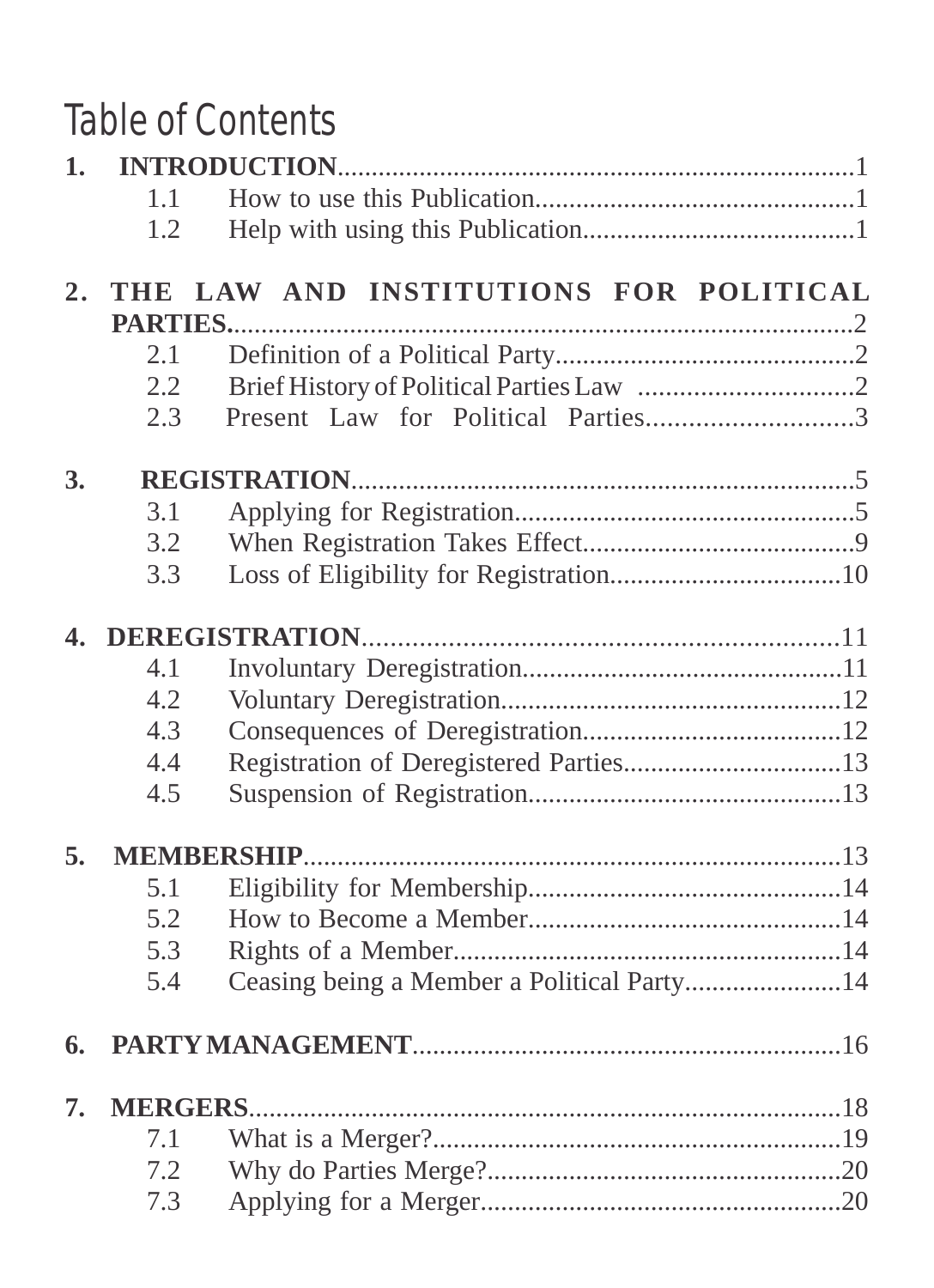# Table of Contents

**1. INTRODUCTION**..........................................................................1

- 1.1 How to use this Publication...............................................1
- 1.2 Help with using this Publication........................................1

**2. THE LAW AND INSTITUTIONS FOR POLITICAL PARTIES.**..........................................................................2

- 2.1 Definition of a Political Party............................................2
- 2.2 Brief History of Political Parties Law ...............................2
- 2.3 Present Law for Political Parties.............................3

**3. REGISTRATION**..........................................................................5

- 3.1 Applying for Registration..................................................5
- 3.2 When Registration Takes Effect........................................9
- 3.3 Loss of Eligibility for Registration..................................10

**4. DEREGISTRATION**....................................................................11

- 4.1 Involuntary Deregistration...............................................11
- 4.2 Voluntary Deregistration..................................................12
- 4.3 Consequences of Deregistration......................................12
- 4.4 Registration of Deregistered Parties................................13
- 4.5 Suspension of Registration..............................................13

**5. MEMBERSHIP**............................................................................13

- 5.1 Eligibility for Membership...............................................14
- 5.2 How to Become a Member..............................................14
- 5.3 Rights of a Member.........................................................14
- 5.4 Ceasing being a Member a Political Party.......................14

**6. PARTY MANAGEMENT**...............................................................16

**7. MERGERS**..........................................................................18

- 7.1 What is a Merger?............................................................19
- 7.2 Why do Parties Merge?....................................................20
- 7.3 Applying for a Merger......................................................20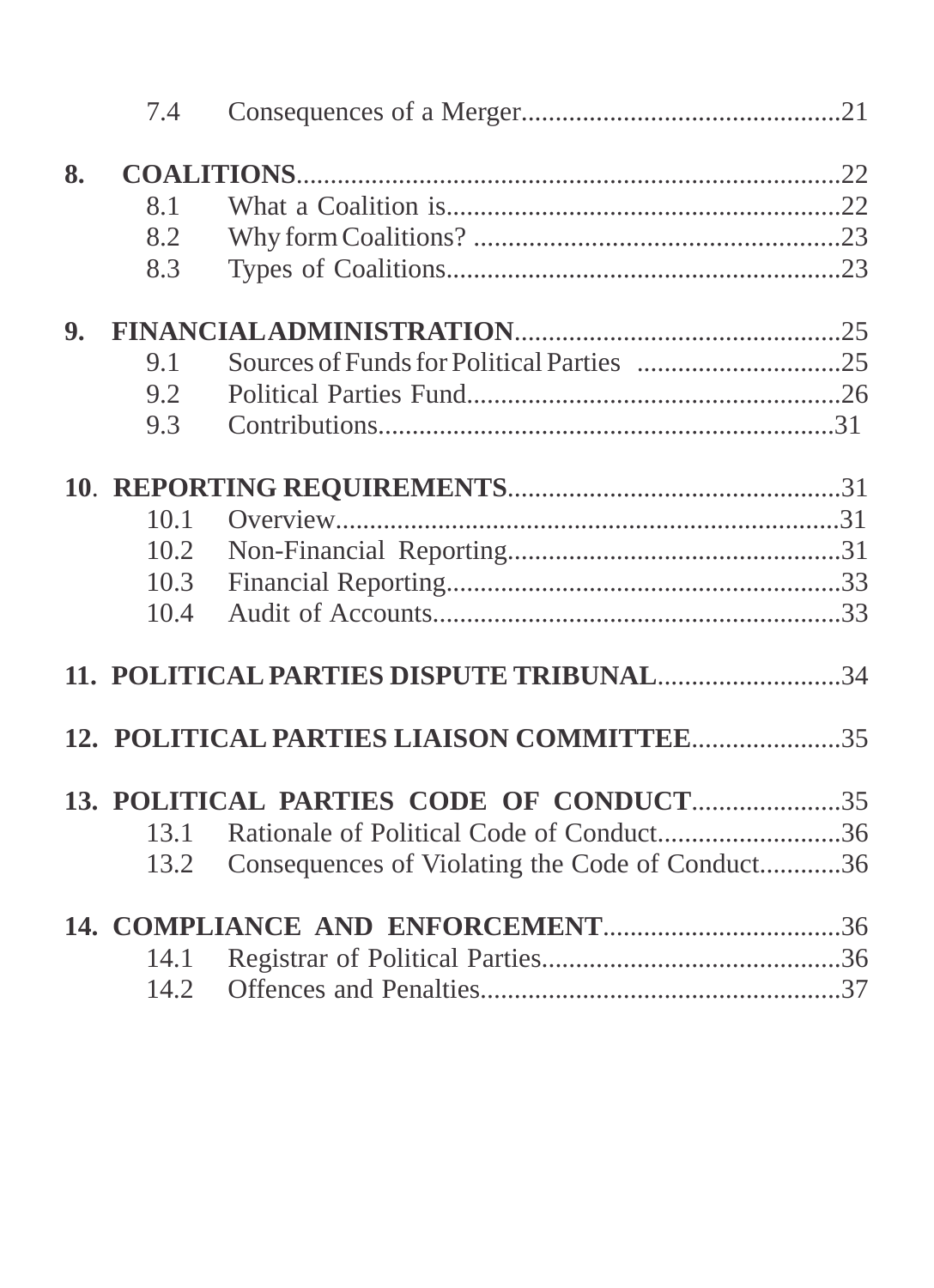7.4 Consequences of a Merger...............................................21

**8. COALITIONS**................................................................................22

8.1 What a Coalition is..........................................................22

8.2 Why form Coalitions? ......................................................23

8.3 Types of Coalitions..........................................................23

**9. FINANCIAL ADMINISTRATION**................................................25

9.1 Sources of Funds for Political Parties ..............................25

9.2 Political Parties Fund.......................................................26

9.3 Contributions...................................................................31

**10. REPORTING REQUIREMENTS**.................................................31

10.1 Overview..........................................................................31

10.2 Non-Financial Reporting.................................................31

10.3 Financial Reporting..........................................................33

10.4 Audit of Accounts............................................................33

**11. POLITICAL PARTIES DISPUTE TRIBUNAL**...........................34

**12. POLITICAL PARTIES LIAISON COMMITTEE**......................35

**13. POLITICAL PARTIES CODE OF CONDUCT**......................35

13.1 Rationale of Political Code of Conduct...........................36

13.2 Consequences of Violating the Code of Conduct............36

**14. COMPLIANCE AND ENFORCEMENT**...................................36

14.1 Registrar of Political Parties............................................36

14.2 Offences and Penalties.....................................................37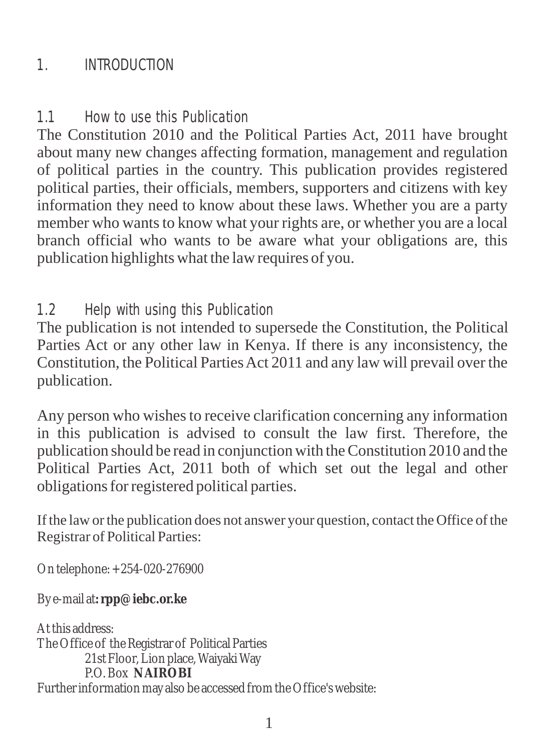# 1. INTRODUCTION

## 1.1 How to use this Publication

The Constitution 2010 and the Political Parties Act, 2011 have brought about many new changes affecting formation, management and regulation of political parties in the country. This publication provides registered political parties, their officials, members, supporters and citizens with key information they need to know about these laws. Whether you are a party member who wants to know what your rights are, or whether you are a local branch official who wants to be aware what your obligations are, this publication highlights what the law requires of you.

## 1.2 Help with using this Publication

The publication is not intended to supersede the Constitution, the Political Parties Act or any other law in Kenya. If there is any inconsistency, the Constitution, the Political Parties Act 2011 and any law will prevail over the publication.

Any person who wishes to receive clarification concerning any information in this publication is advised to consult the law first. Therefore, the publication should be read in conjunction with the Constitution 2010 and the Political Parties Act, 2011 both of which set out the legal and other obligations for registered political parties.

If the law or the publication does not answer your question, contact the Office of the Registrar of Political Parties:

On telephone: +254-020-276900

By e-mail at**: rpp@iebc.or.ke**

At this address:
The Office of the Registrar of Political Parties
21st Floor, Lion place, Waiyaki Way
P.O. Box **NAIROBI**
Further information may also be accessed from the Office's website: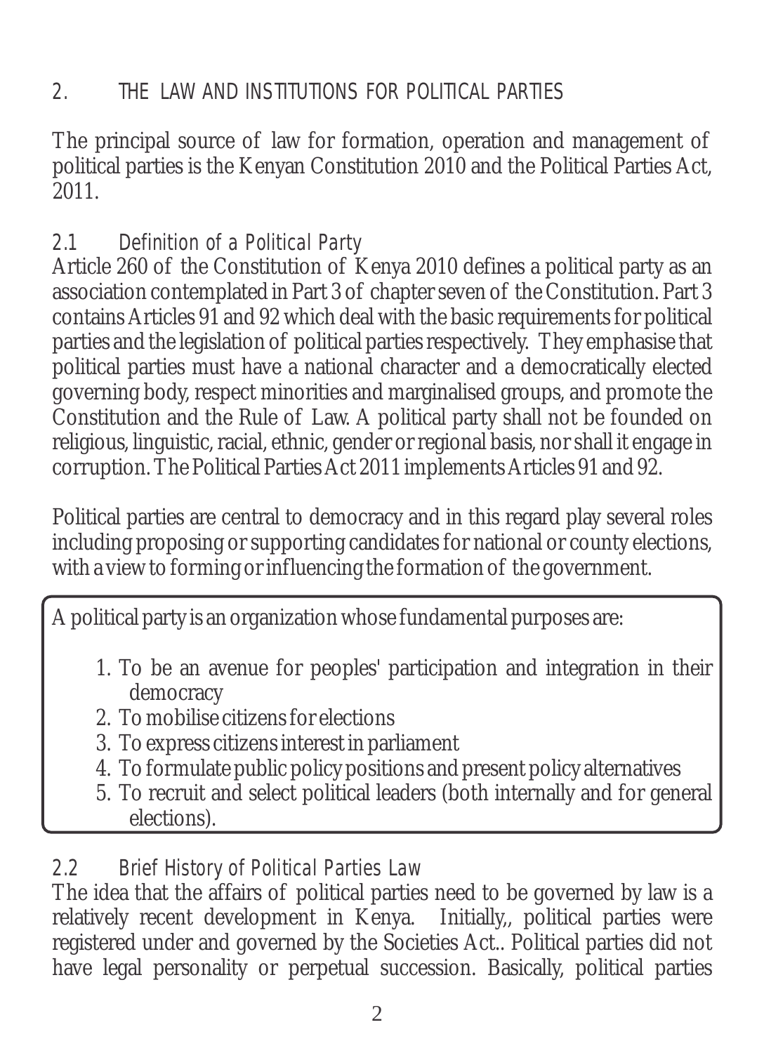## 2. THE LAW AND INSTITUTIONS FOR POLITICAL PARTIES

The principal source of law for formation, operation and management of political parties is the Kenyan Constitution 2010 and the Political Parties Act, 2011.

### 2.1 Definition of a Political Party

Article 260 of the Constitution of Kenya 2010 defines a political party as an association contemplated in Part 3 of chapter seven of the Constitution. Part 3 contains Articles 91 and 92 which deal with the basic requirements for political parties and the legislation of political parties respectively. They emphasise that political parties must have a national character and a democratically elected governing body, respect minorities and marginalised groups, and promote the Constitution and the Rule of Law. A political party shall not be founded on religious, linguistic, racial, ethnic, gender or regional basis, nor shall it engage in corruption. The Political Parties Act 2011 implements Articles 91 and 92.

Political parties are central to democracy and in this regard play several roles including proposing or supporting candidates for national or county elections, with a view to forming or influencing the formation of the government.

A political party is an organization whose fundamental purposes are:

1. To be an avenue for peoples' participation and integration in their democracy
2. To mobilise citizens for elections
3. To express citizens interest in parliament
4. To formulate public policy positions and present policy alternatives
5. To recruit and select political leaders (both internally and for general elections).

### 2.2 Brief History of Political Parties Law

The idea that the affairs of political parties need to be governed by law is a relatively recent development in Kenya. Initially,, political parties were registered under and governed by the Societies Act.. Political parties did not have legal personality or perpetual succession. Basically, political parties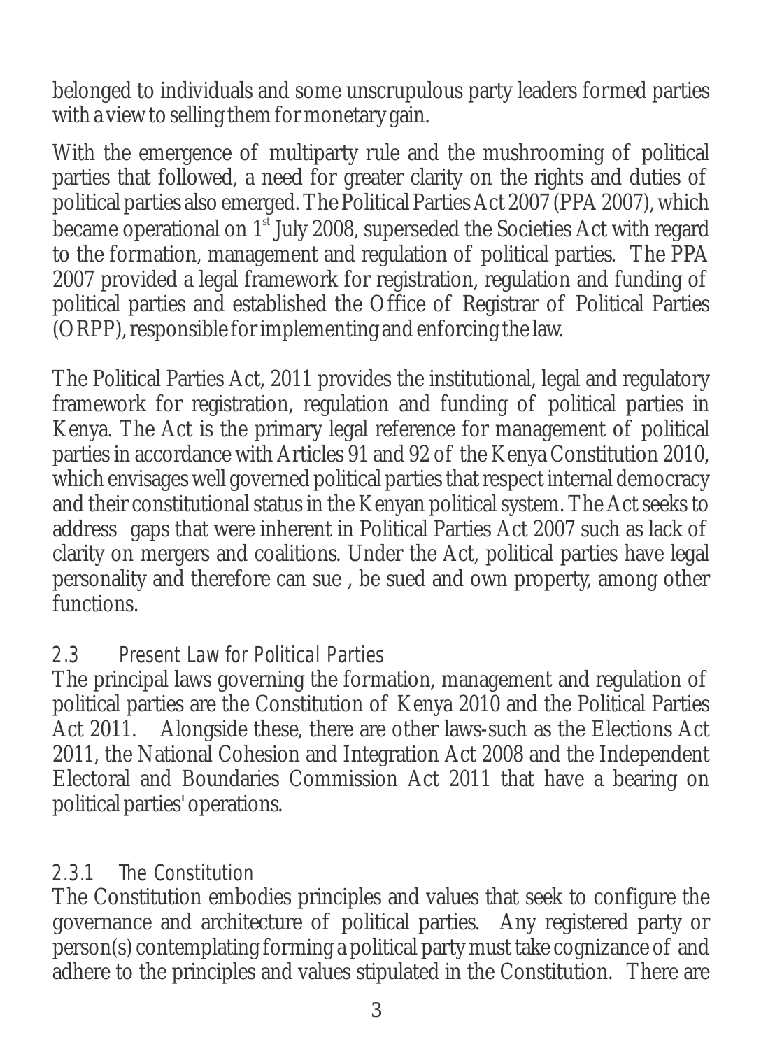belonged to individuals and some unscrupulous party leaders formed parties with a view to selling them for monetary gain.

With the emergence of multiparty rule and the mushrooming of political parties that followed, a need for greater clarity on the rights and duties of political parties also emerged. The Political Parties Act 2007 (PPA 2007), which became operational on 1st July 2008, superseded the Societies Act with regard to the formation, management and regulation of political parties. The PPA 2007 provided a legal framework for registration, regulation and funding of political parties and established the Office of Registrar of Political Parties (ORPP), responsible for implementing and enforcing the law.

The Political Parties Act, 2011 provides the institutional, legal and regulatory framework for registration, regulation and funding of political parties in Kenya. The Act is the primary legal reference for management of political parties in accordance with Articles 91 and 92 of the Kenya Constitution 2010, which envisages well governed political parties that respect internal democracy and their constitutional status in the Kenyan political system. The Act seeks to address gaps that were inherent in Political Parties Act 2007 such as lack of clarity on mergers and coalitions. Under the Act, political parties have legal personality and therefore can sue , be sued and own property, among other functions.

### 2.3 Present Law for Political Parties

The principal laws governing the formation, management and regulation of political parties are the Constitution of Kenya 2010 and the Political Parties Act 2011. Alongside these, there are other laws-such as the Elections Act 2011, the National Cohesion and Integration Act 2008 and the Independent Electoral and Boundaries Commission Act 2011 that have a bearing on political parties' operations.

#### 2.3.1 The Constitution

The Constitution embodies principles and values that seek to configure the governance and architecture of political parties. Any registered party or person(s) contemplating forming a political party must take cognizance of and adhere to the principles and values stipulated in the Constitution. There are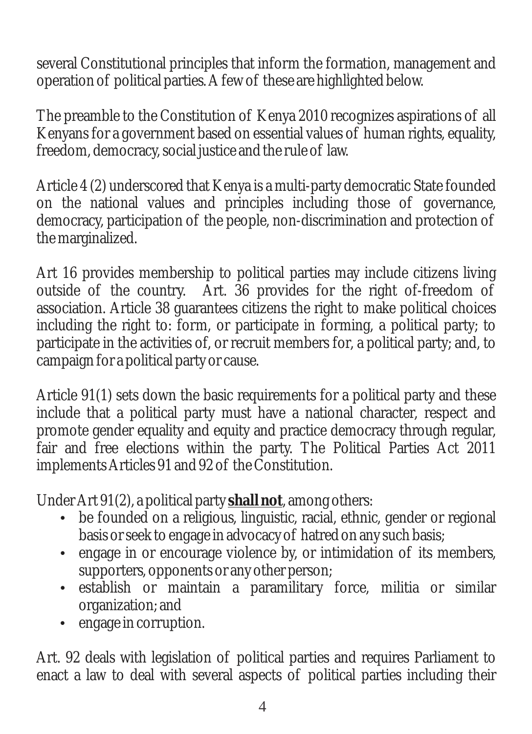several Constitutional principles that inform the formation, management and operation of political parties. A few of these are highlighted below.

The preamble to the Constitution of Kenya 2010 recognizes aspirations of all Kenyans for a government based on essential values of human rights, equality, freedom, democracy, social justice and the rule of law.

Article 4 (2) underscored that Kenya is a multi-party democratic State founded on the national values and principles including those of governance, democracy, participation of the people, non-discrimination and protection of the marginalized.

Art 16 provides membership to political parties may include citizens living outside of the country. Art. 36 provides for the right of-freedom of association. Article 38 guarantees citizens the right to make political choices including the right to: form, or participate in forming, a political party; to participate in the activities of, or recruit members for, a political party; and, to campaign for a political party or cause.

Article 91(1) sets down the basic requirements for a political party and these include that a political party must have a national character, respect and promote gender equality and equity and practice democracy through regular, fair and free elections within the party. The Political Parties Act 2011 implements Articles 91 and 92 of the Constitution.

Under Art 91(2), a political party **shall not**, among others:

- be founded on a religious, linguistic, racial, ethnic, gender or regional basis or seek to engage in advocacy of hatred on any such basis;
- engage in or encourage violence by, or intimidation of its members, supporters, opponents or any other person;
- establish or maintain a paramilitary force, militia or similar organization; and
- engage in corruption.

Art. 92 deals with legislation of political parties and requires Parliament to enact a law to deal with several aspects of political parties including their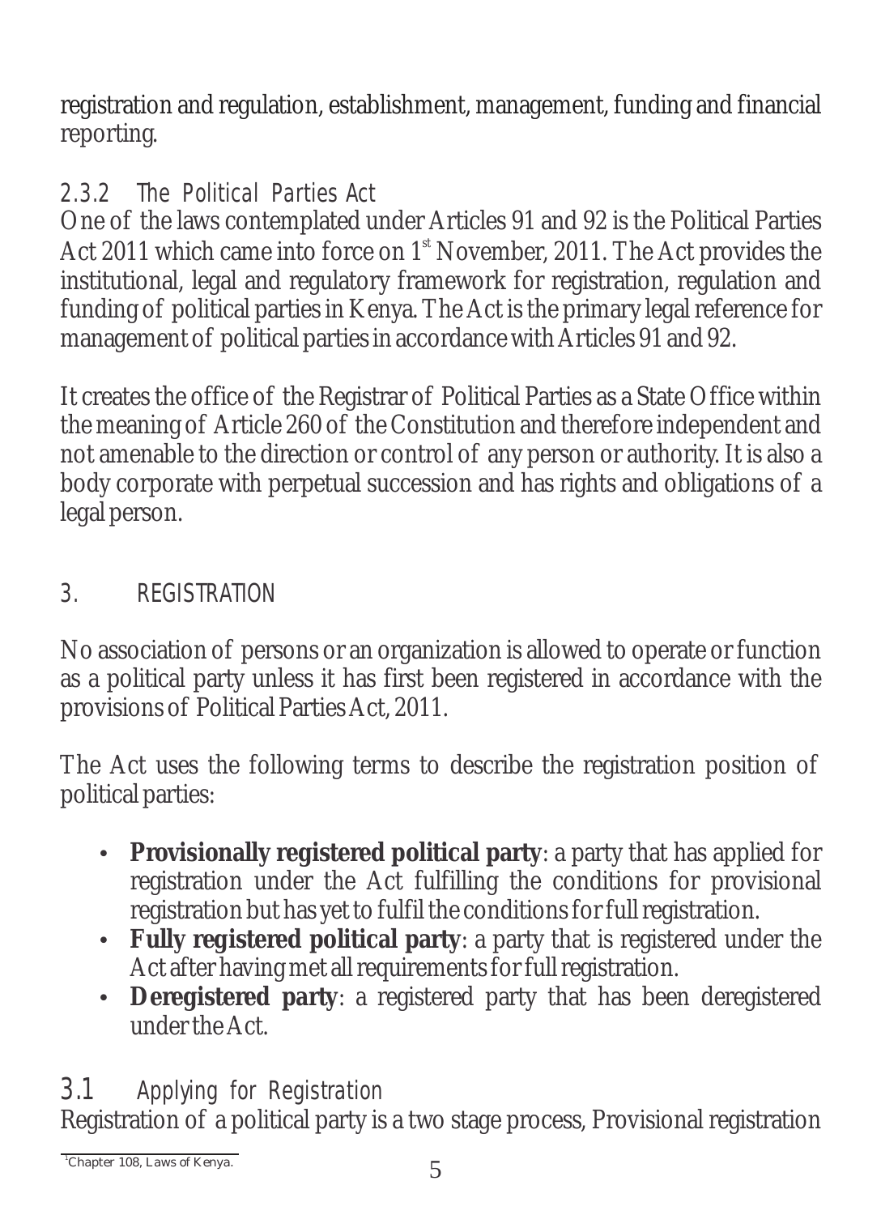registration and regulation, establishment, management, funding and financial reporting.

### 2.3.2 The Political Parties Act

One of the laws contemplated under Articles 91 and 92 is the Political Parties Act 2011 which came into force on 1st November, 2011. The Act provides the institutional, legal and regulatory framework for registration, regulation and funding of political parties in Kenya. The Act is the primary legal reference for management of political parties in accordance with Articles 91 and 92.

It creates the office of the Registrar of Political Parties as a State Office within the meaning of Article 260 of the Constitution and therefore independent and not amenable to the direction or control of any person or authority. It is also a body corporate with perpetual succession and has rights and obligations of a legal person.

# 3. REGISTRATION

No association of persons or an organization is allowed to operate or function as a political party unless it has first been registered in accordance with the provisions of Political Parties Act, 2011.

The Act uses the following terms to describe the registration position of political parties:

- **Provisionally registered political party**: a party that has applied for registration under the Act fulfilling the conditions for provisional registration but has yet to fulfil the conditions for full registration.
- **Fully registered political party**: a party that is registered under the Act after having met all requirements for full registration.
- **Deregistered party**: a registered party that has been deregistered under the Act.

## 3.1 Applying for Registration

Registration of a political party is a two stage process, Provisional registration

[1]Chapter 108, Laws of Kenya.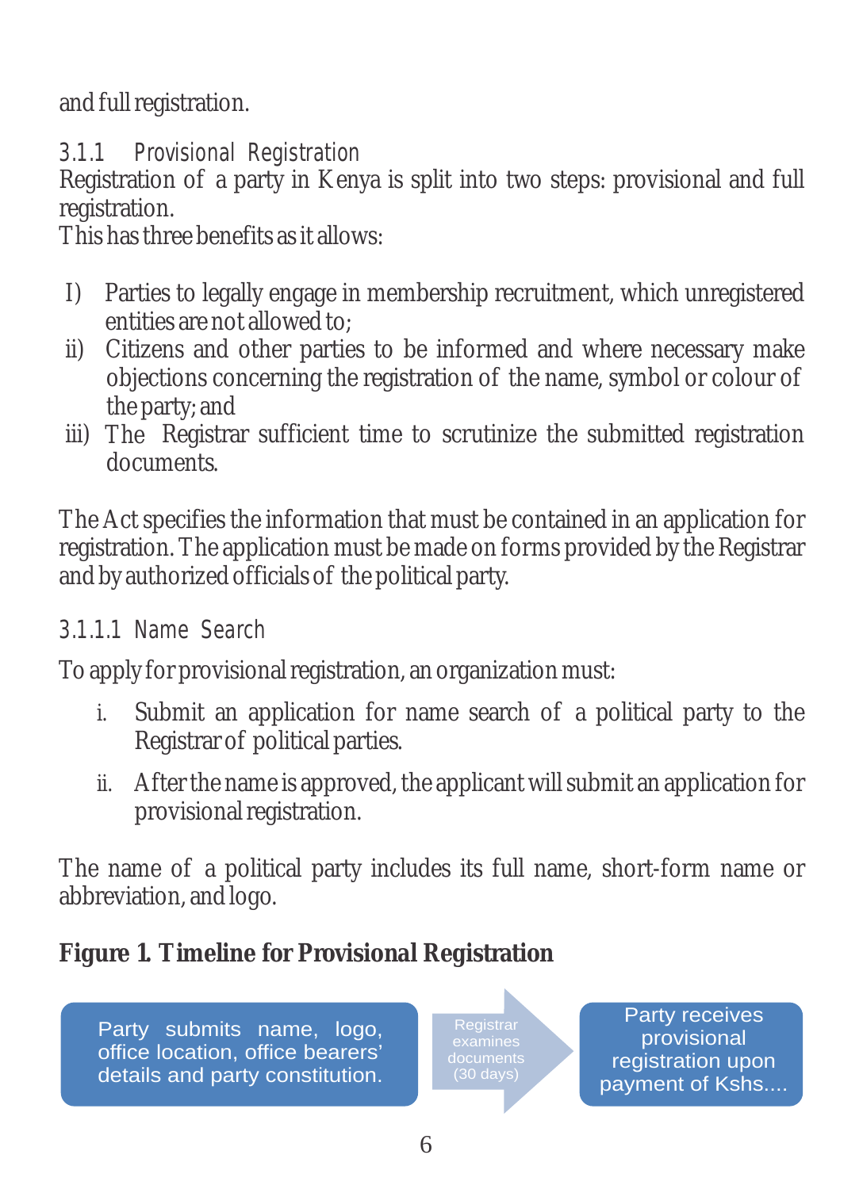and full registration.

### 3.1.1 Provisional Registration

Registration of a party in Kenya is split into two steps: provisional and full registration.

This has three benefits as it allows:

I) Parties to legally engage in membership recruitment, which unregistered entities are not allowed to;

ii) Citizens and other parties to be informed and where necessary make objections concerning the registration of the name, symbol or colour of the party; and

iii) The Registrar sufficient time to scrutinize the submitted registration documents.

The Act specifies the information that must be contained in an application for registration. The application must be made on forms provided by the Registrar and by authorized officials of the political party.

#### 3.1.1.1 Name Search

To apply for provisional registration, an organization must:

i. Submit an application for name search of a political party to the Registrar of political parties.

ii. After the name is approved, the applicant will submit an application for provisional registration.

The name of a political party includes its full name, short-form name or abbreviation, and logo.

**Figure 1. Timeline for Provisional Registration**

Party submits name, logo, office location, office bearers' details and party constitution.

Registrar examines documents (30 days)

Party receives provisional registration upon payment of Kshs....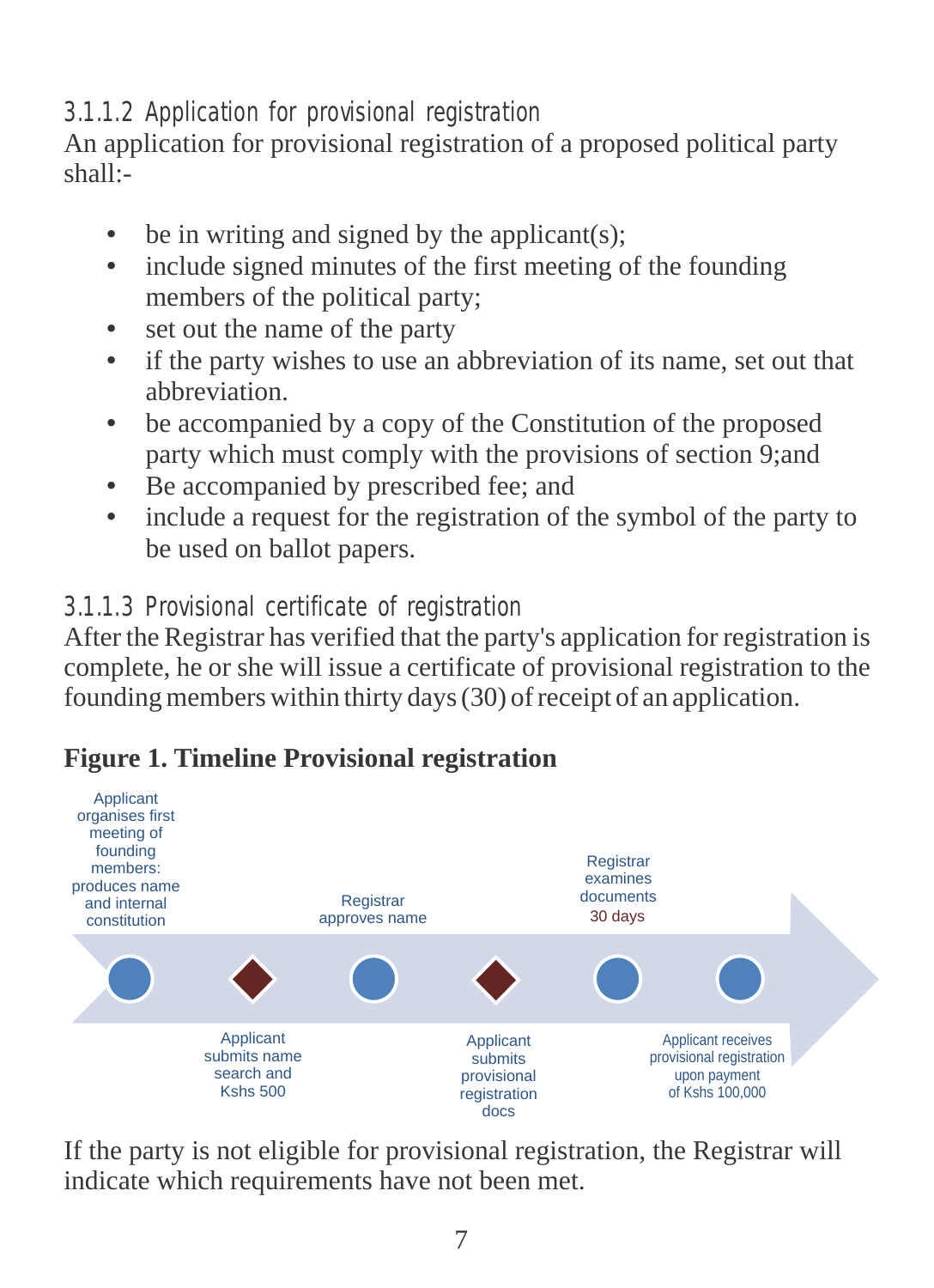### 3.1.1.2 Application for provisional registration

An application for provisional registration of a proposed political party shall:-

- be in writing and signed by the applicant(s);
- include signed minutes of the first meeting of the founding members of the political party;
- set out the name of the party
- if the party wishes to use an abbreviation of its name, set out that abbreviation.
- be accompanied by a copy of the Constitution of the proposed party which must comply with the provisions of section 9;and
- Be accompanied by prescribed fee; and
- include a request for the registration of the symbol of the party to be used on ballot papers.

### 3.1.1.3 Provisional certificate of registration

After the Registrar has verified that the party's application for registration is complete, he or she will issue a certificate of provisional registration to the founding members within thirty days (30) of receipt of an application.

**Figure 1. Timeline Provisional registration**

Applicant organises first meeting of founding members: produces name and internal constitution

Applicant submits name search and Kshs 500

Registrar approves name

Applicant submits provisional registration docs

Registrar examines documents 30 days

Applicant receives provisional registration upon payment of Kshs 100,000

If the party is not eligible for provisional registration, the Registrar will indicate which requirements have not been met.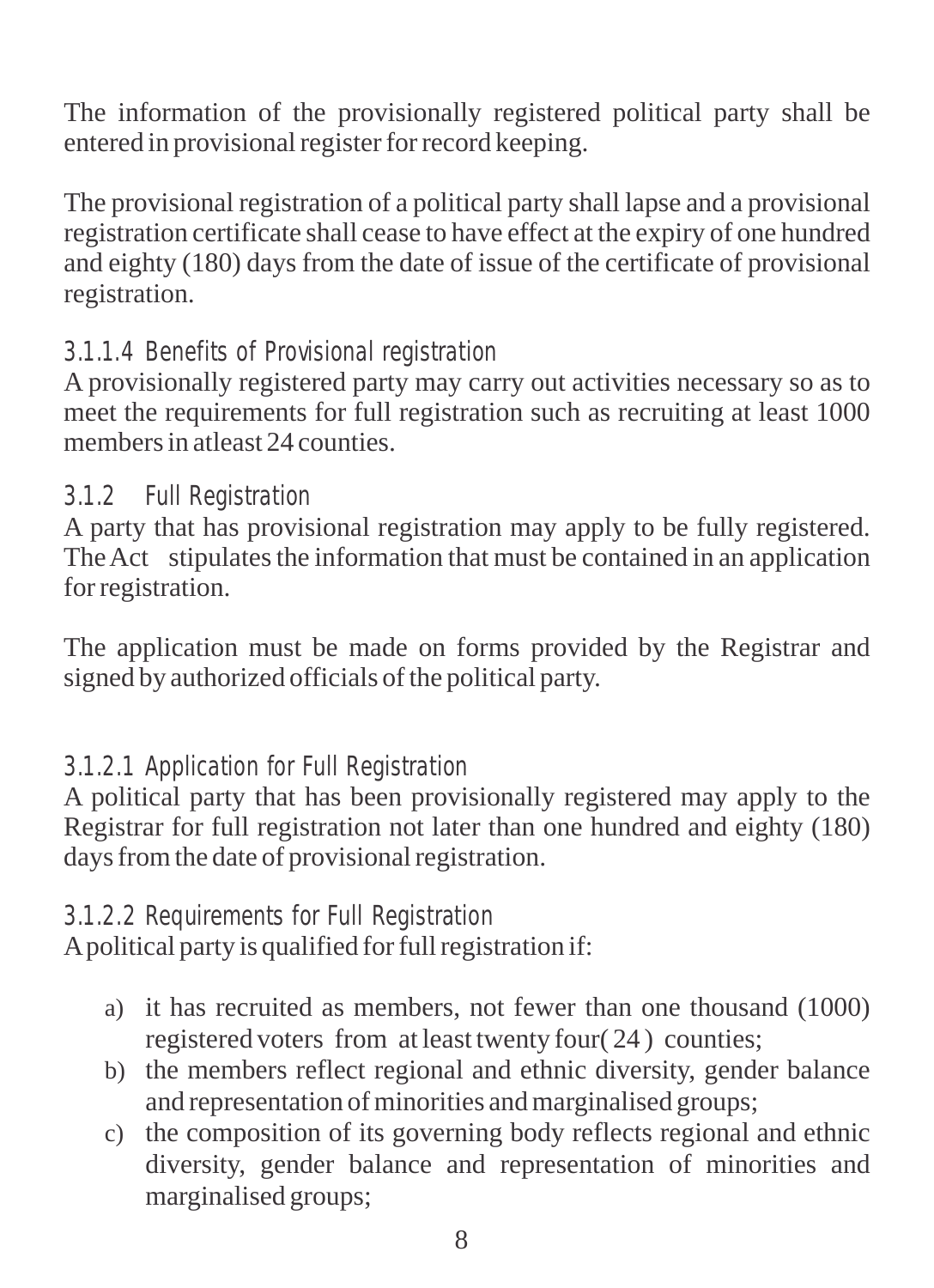The information of the provisionally registered political party shall be entered in provisional register for record keeping.

The provisional registration of a political party shall lapse and a provisional registration certificate shall cease to have effect at the expiry of one hundred and eighty (180) days from the date of issue of the certificate of provisional registration.

#### 3.1.1.4 Benefits of Provisional registration

A provisionally registered party may carry out activities necessary so as to meet the requirements for full registration such as recruiting at least 1000 members in atleast 24 counties.

### 3.1.2 Full Registration

A party that has provisional registration may apply to be fully registered. The Act stipulates the information that must be contained in an application for registration.

The application must be made on forms provided by the Registrar and signed by authorized officials of the political party.

#### 3.1.2.1 Application for Full Registration

A political party that has been provisionally registered may apply to the Registrar for full registration not later than one hundred and eighty (180) days from the date of provisional registration.

#### 3.1.2.2 Requirements for Full Registration

A political party is qualified for full registration if:

a) it has recruited as members, not fewer than one thousand (1000) registered voters from at least twenty four( 24 ) counties;
b) the members reflect regional and ethnic diversity, gender balance and representation of minorities and marginalised groups;
c) the composition of its governing body reflects regional and ethnic diversity, gender balance and representation of minorities and marginalised groups;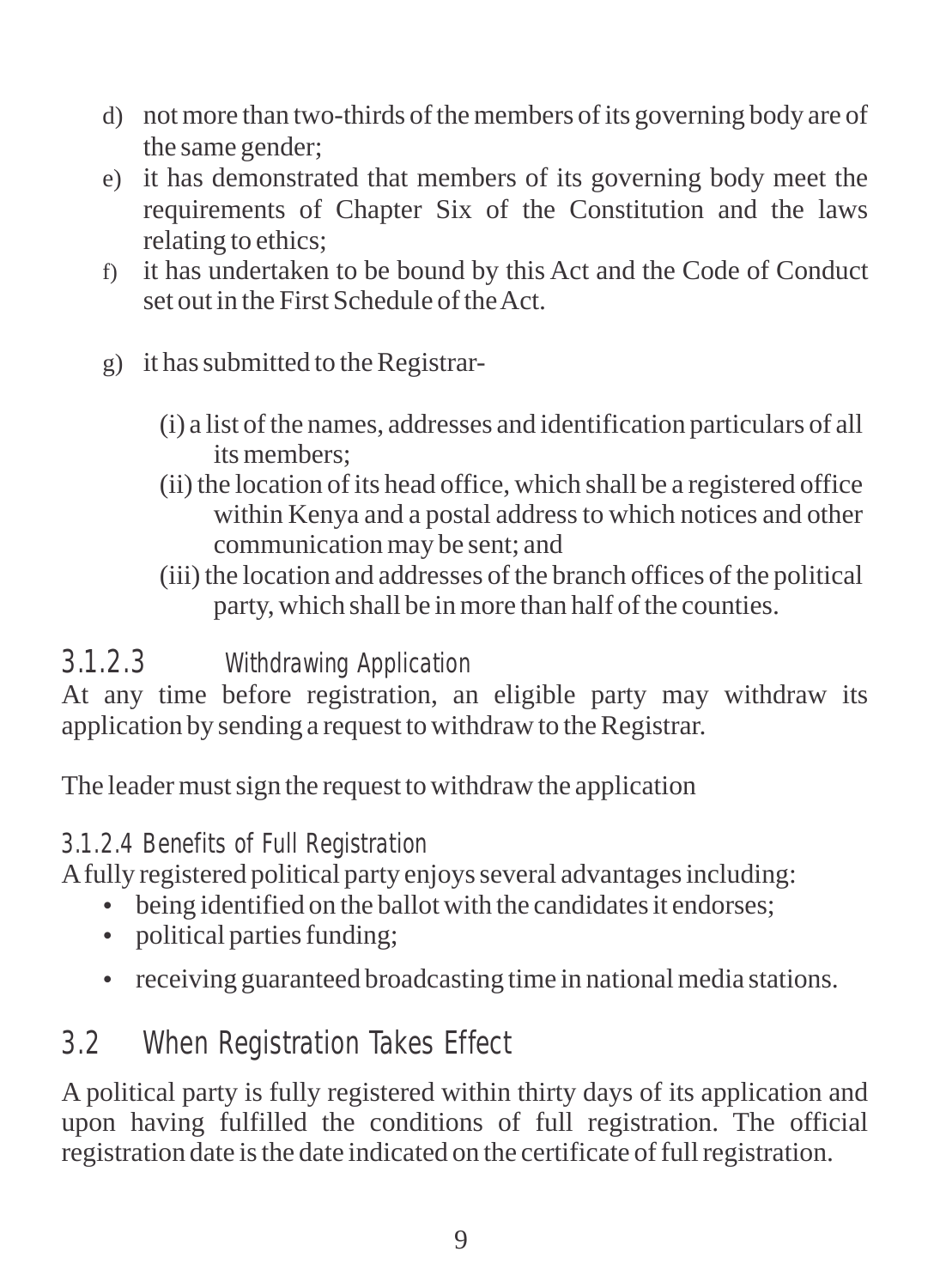d) not more than two-thirds of the members of its governing body are of the same gender;
e) it has demonstrated that members of its governing body meet the requirements of Chapter Six of the Constitution and the laws relating to ethics;
f) it has undertaken to be bound by this Act and the Code of Conduct set out in the First Schedule of the Act.
g) it has submitted to the Registrar-
   (i) a list of the names, addresses and identification particulars of all its members;
   (ii) the location of its head office, which shall be a registered office within Kenya and a postal address to which notices and other communication may be sent; and
   (iii) the location and addresses of the branch offices of the political party, which shall be in more than half of the counties.

### 3.1.2.3 Withdrawing Application

At any time before registration, an eligible party may withdraw its application by sending a request to withdraw to the Registrar.

The leader must sign the request to withdraw the application

### 3.1.2.4 Benefits of Full Registration

A fully registered political party enjoys several advantages including:

- being identified on the ballot with the candidates it endorses;
- political parties funding;
- receiving guaranteed broadcasting time in national media stations.

## 3.2 When Registration Takes Effect

A political party is fully registered within thirty days of its application and upon having fulfilled the conditions of full registration. The official registration date is the date indicated on the certificate of full registration.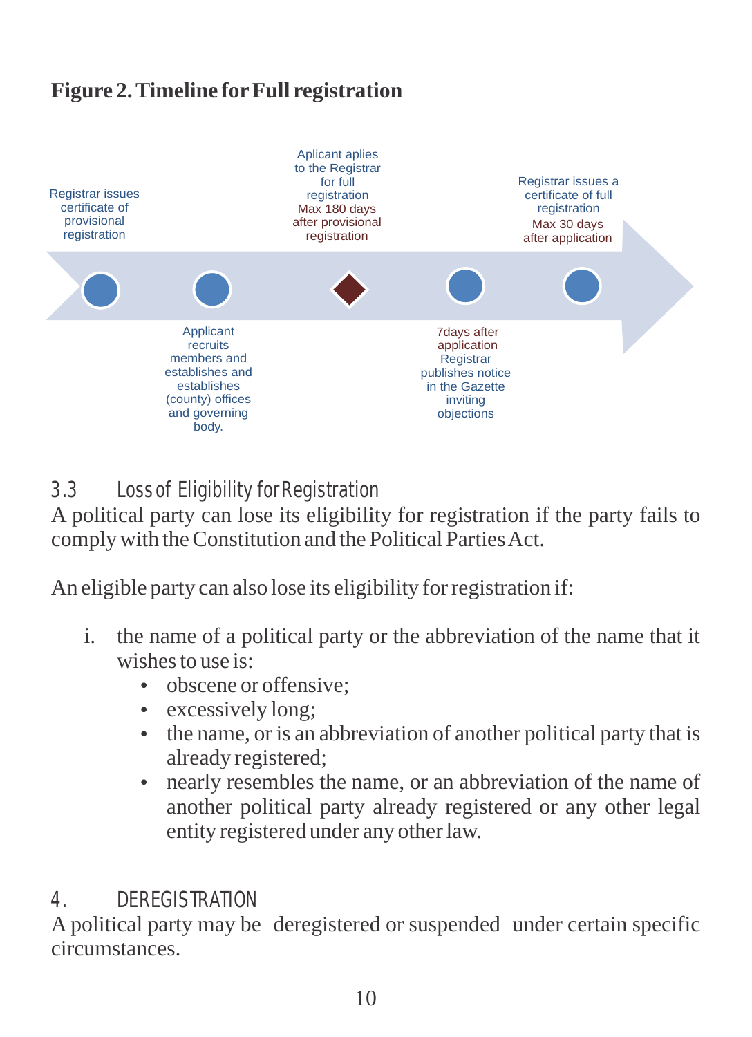**Figure 2. Timeline for Full registration**

Registrar issues certificate of provisional registration

Applicant recruits members and establishes and establishes (county) offices and governing body.

Aplicant aplies to the Registrar for full registration Max 180 days after provisional registration

7days after application Registrar publishes notice in the Gazette inviting objections

Registrar issues a certificate of full registration Max 30 days after application

## 3.3 Loss of Eligibility for Registration

A political party can lose its eligibility for registration if the party fails to comply with the Constitution and the Political Parties Act.

An eligible party can also lose its eligibility for registration if:

i. the name of a political party or the abbreviation of the name that it wishes to use is:
   - obscene or offensive;
   - excessively long;
   - the name, or is an abbreviation of another political party that is already registered;
   - nearly resembles the name, or an abbreviation of the name of another political party already registered or any other legal entity registered under any other law.

# 4. DEREGISTRATION

A political party may be deregistered or suspended under certain specific circumstances.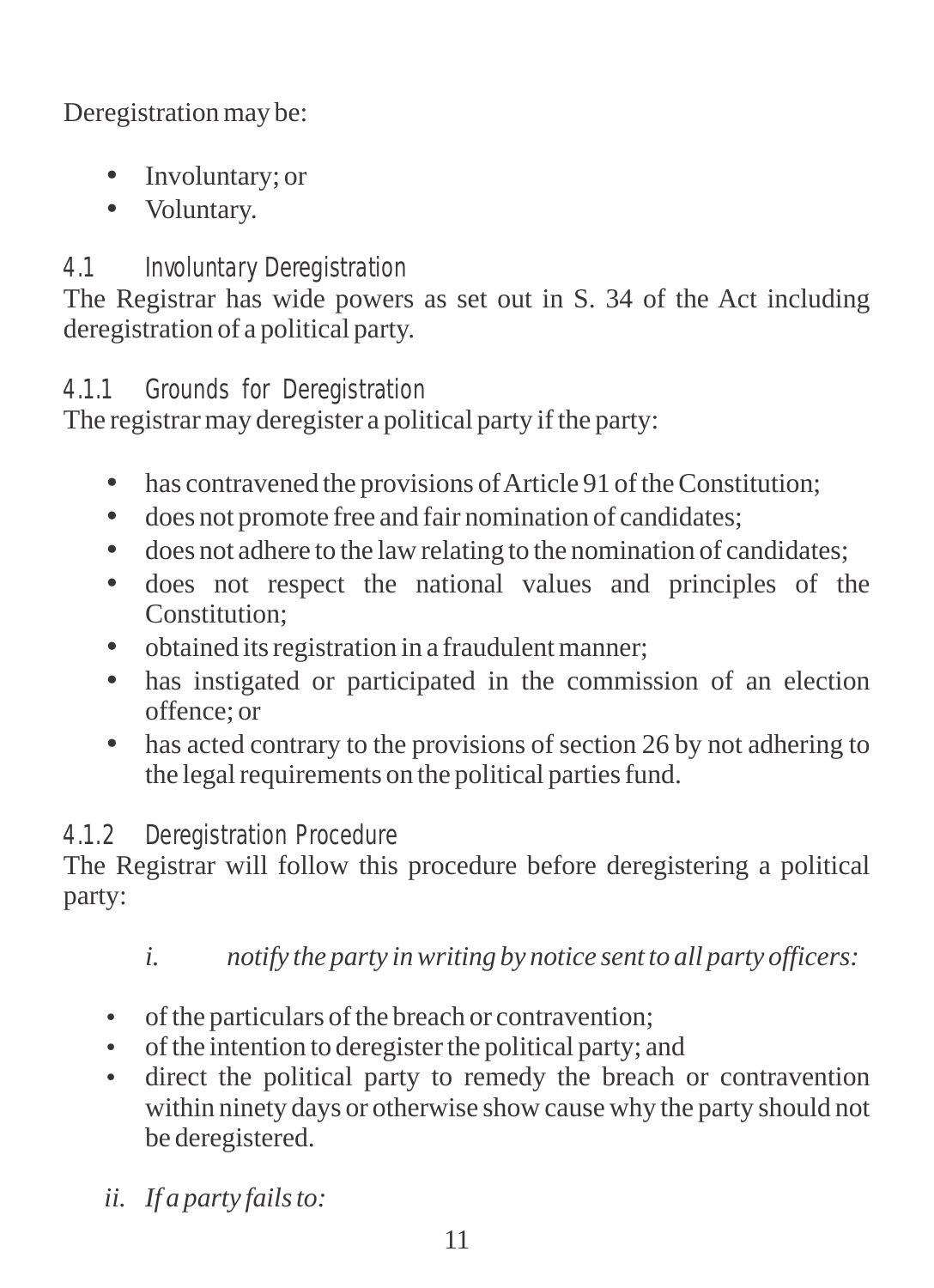Deregistration may be:

- Involuntary; or
- Voluntary.

### 4.1 Involuntary Deregistration

The Registrar has wide powers as set out in S. 34 of the Act including deregistration of a political party.

#### 4.1.1 Grounds for Deregistration

The registrar may deregister a political party if the party:

- has contravened the provisions of Article 91 of the Constitution;
- does not promote free and fair nomination of candidates;
- does not adhere to the law relating to the nomination of candidates;
- does not respect the national values and principles of the Constitution;
- obtained its registration in a fraudulent manner;
- has instigated or participated in the commission of an election offence; or
- has acted contrary to the provisions of section 26 by not adhering to the legal requirements on the political parties fund.

#### 4.1.2 Deregistration Procedure

The Registrar will follow this procedure before deregistering a political party:

*i. notify the party in writing by notice sent to all party officers:*

- of the particulars of the breach or contravention;
- of the intention to deregister the political party; and
- direct the political party to remedy the breach or contravention within ninety days or otherwise show cause why the party should not be deregistered.

*ii. If a party fails to:*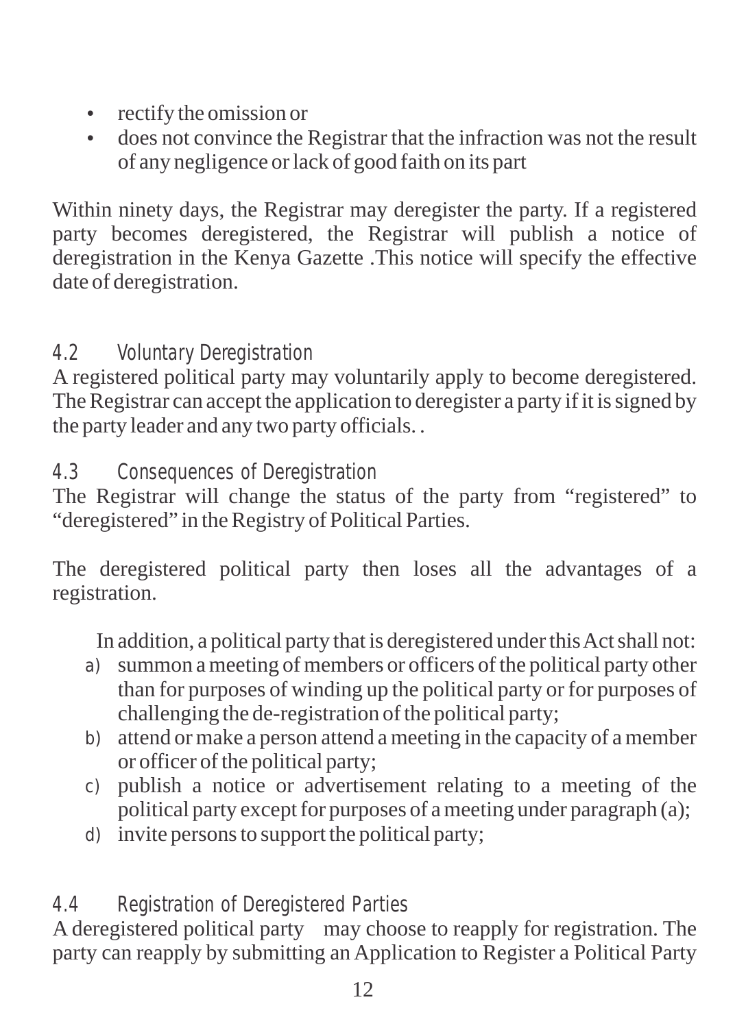- rectify the omission or
- does not convince the Registrar that the infraction was not the result of any negligence or lack of good faith on its part

Within ninety days, the Registrar may deregister the party. If a registered party becomes deregistered, the Registrar will publish a notice of deregistration in the Kenya Gazette .This notice will specify the effective date of deregistration.

## 4.2 Voluntary Deregistration

A registered political party may voluntarily apply to become deregistered. The Registrar can accept the application to deregister a party if it is signed by the party leader and any two party officials. .

## 4.3 Consequences of Deregistration

The Registrar will change the status of the party from "registered" to "deregistered" in the Registry of Political Parties.

The deregistered political party then loses all the advantages of a registration.

In addition, a political party that is deregistered under this Act shall not:

a) summon a meeting of members or officers of the political party other than for purposes of winding up the political party or for purposes of challenging the de-registration of the political party;
b) attend or make a person attend a meeting in the capacity of a member or officer of the political party;
c) publish a notice or advertisement relating to a meeting of the political party except for purposes of a meeting under paragraph (a);
d) invite persons to support the political party;

## 4.4 Registration of Deregistered Parties

A deregistered political party may choose to reapply for registration. The party can reapply by submitting an Application to Register a Political Party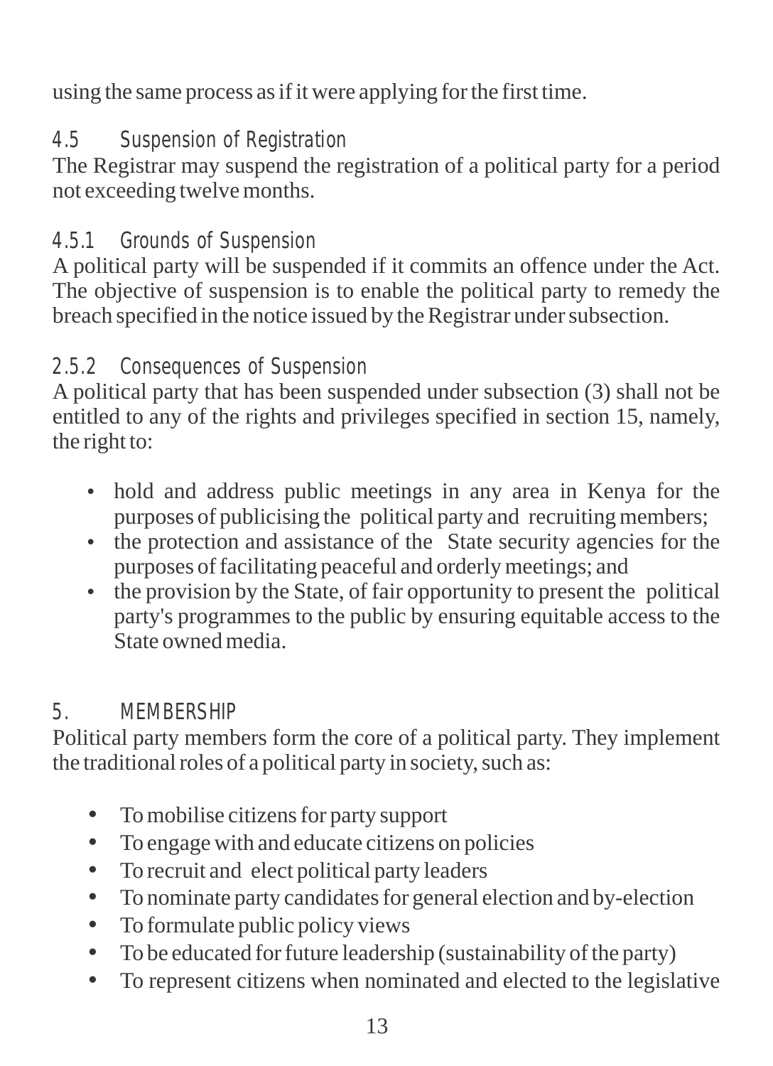using the same process as if it were applying for the first time.

### 4.5 Suspension of Registration

The Registrar may suspend the registration of a political party for a period not exceeding twelve months.

#### 4.5.1 Grounds of Suspension

A political party will be suspended if it commits an offence under the Act. The objective of suspension is to enable the political party to remedy the breach specified in the notice issued by the Registrar under subsection.

#### 2.5.2 Consequences of Suspension

A political party that has been suspended under subsection (3) shall not be entitled to any of the rights and privileges specified in section 15, namely, the right to:

- hold and address public meetings in any area in Kenya for the purposes of publicising the political party and recruiting members;
- the protection and assistance of the State security agencies for the purposes of facilitating peaceful and orderly meetings; and
- the provision by the State, of fair opportunity to present the political party's programmes to the public by ensuring equitable access to the State owned media.

## 5. MEMBERSHIP

Political party members form the core of a political party. They implement the traditional roles of a political party in society, such as:

- To mobilise citizens for party support
- To engage with and educate citizens on policies
- To recruit and elect political party leaders
- To nominate party candidates for general election and by-election
- To formulate public policy views
- To be educated for future leadership (sustainability of the party)
- To represent citizens when nominated and elected to the legislative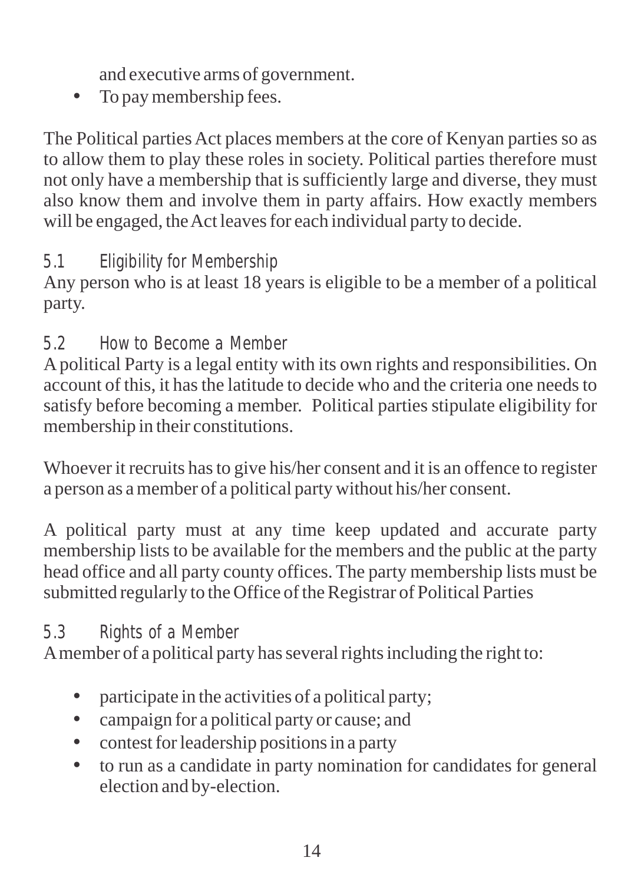and executive arms of government.

- To pay membership fees.

The Political parties Act places members at the core of Kenyan parties so as to allow them to play these roles in society. Political parties therefore must not only have a membership that is sufficiently large and diverse, they must also know them and involve them in party affairs. How exactly members will be engaged, the Act leaves for each individual party to decide.

### 5.1 Eligibility for Membership

Any person who is at least 18 years is eligible to be a member of a political party.

### 5.2 How to Become a Member

A political Party is a legal entity with its own rights and responsibilities. On account of this, it has the latitude to decide who and the criteria one needs to satisfy before becoming a member. Political parties stipulate eligibility for membership in their constitutions.

Whoever it recruits has to give his/her consent and it is an offence to register a person as a member of a political party without his/her consent.

A political party must at any time keep updated and accurate party membership lists to be available for the members and the public at the party head office and all party county offices. The party membership lists must be submitted regularly to the Office of the Registrar of Political Parties

### 5.3 Rights of a Member

A member of a political party has several rights including the right to:

- participate in the activities of a political party;
- campaign for a political party or cause; and
- contest for leadership positions in a party
- to run as a candidate in party nomination for candidates for general election and by-election.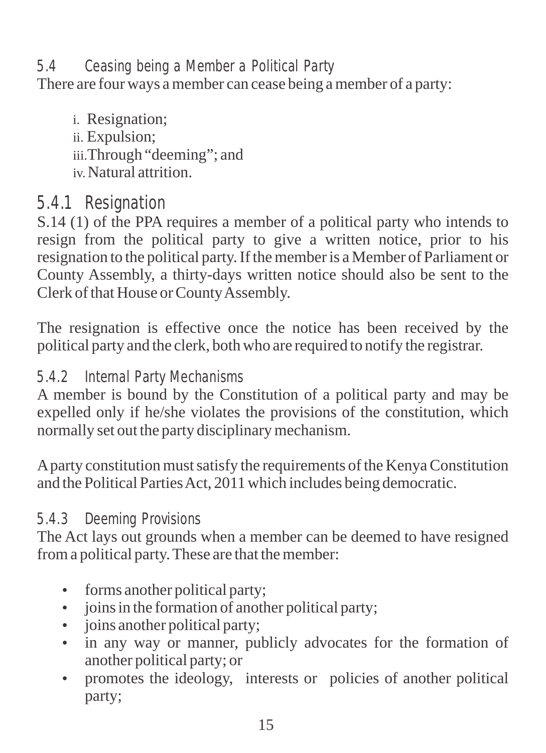## 5.4 Ceasing being a Member a Political Party

There are four ways a member can cease being a member of a party:

i. Resignation;
ii. Expulsion;
iii. Through "deeming"; and
iv. Natural attrition.

### 5.4.1 Resignation

S.14 (1) of the PPA requires a member of a political party who intends to resign from the political party to give a written notice, prior to his resignation to the political party. If the member is a Member of Parliament or County Assembly, a thirty-days written notice should also be sent to the Clerk of that House or County Assembly.

The resignation is effective once the notice has been received by the political party and the clerk, both who are required to notify the registrar.

### 5.4.2 Internal Party Mechanisms

A member is bound by the Constitution of a political party and may be expelled only if he/she violates the provisions of the constitution, which normally set out the party disciplinary mechanism.

A party constitution must satisfy the requirements of the Kenya Constitution and the Political Parties Act, 2011 which includes being democratic.

### 5.4.3 Deeming Provisions

The Act lays out grounds when a member can be deemed to have resigned from a political party. These are that the member:

- forms another political party;
- joins in the formation of another political party;
- joins another political party;
- in any way or manner, publicly advocates for the formation of another political party; or
- promotes the ideology, interests or policies of another political party;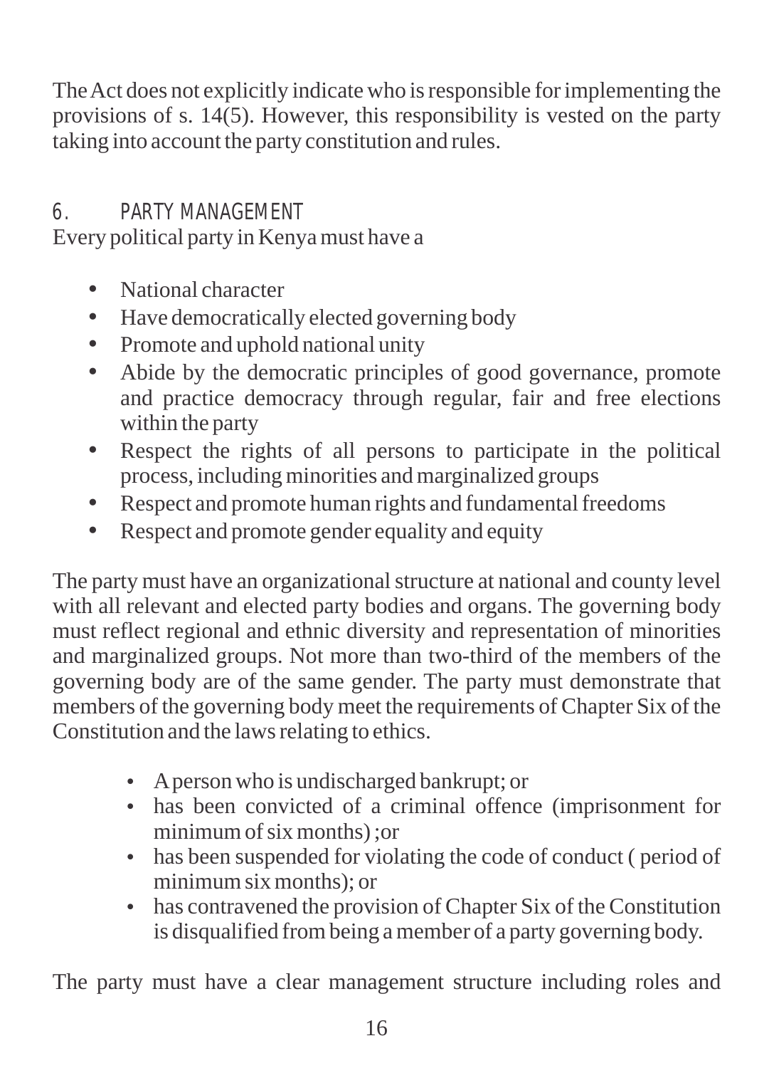The Act does not explicitly indicate who is responsible for implementing the provisions of s. 14(5). However, this responsibility is vested on the party taking into account the party constitution and rules.

## 6. PARTY MANAGEMENT

Every political party in Kenya must have a

- National character
- Have democratically elected governing body
- Promote and uphold national unity
- Abide by the democratic principles of good governance, promote and practice democracy through regular, fair and free elections within the party
- Respect the rights of all persons to participate in the political process, including minorities and marginalized groups
- Respect and promote human rights and fundamental freedoms
- Respect and promote gender equality and equity

The party must have an organizational structure at national and county level with all relevant and elected party bodies and organs. The governing body must reflect regional and ethnic diversity and representation of minorities and marginalized groups. Not more than two-third of the members of the governing body are of the same gender. The party must demonstrate that members of the governing body meet the requirements of Chapter Six of the Constitution and the laws relating to ethics.

- A person who is undischarged bankrupt; or
- has been convicted of a criminal offence (imprisonment for minimum of six months) ;or
- has been suspended for violating the code of conduct ( period of minimum six months); or
- has contravened the provision of Chapter Six of the Constitution is disqualified from being a member of a party governing body.

The party must have a clear management structure including roles and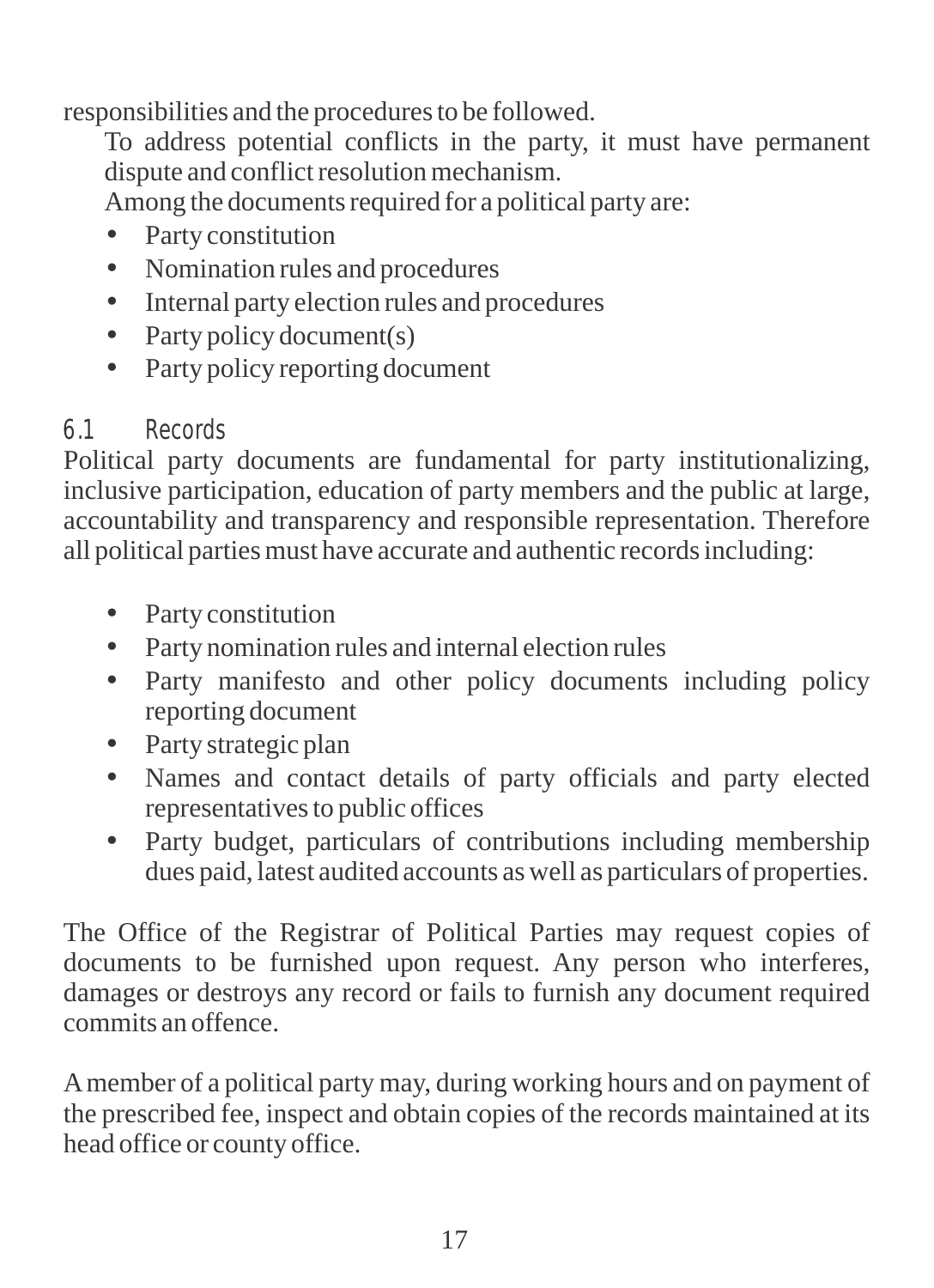responsibilities and the procedures to be followed.

To address potential conflicts in the party, it must have permanent dispute and conflict resolution mechanism.

Among the documents required for a political party are:

- Party constitution
- Nomination rules and procedures
- Internal party election rules and procedures
- Party policy document(s)
- Party policy reporting document

### 6.1 Records

Political party documents are fundamental for party institutionalizing, inclusive participation, education of party members and the public at large, accountability and transparency and responsible representation. Therefore all political parties must have accurate and authentic records including:

- Party constitution
- Party nomination rules and internal election rules
- Party manifesto and other policy documents including policy reporting document
- Party strategic plan
- Names and contact details of party officials and party elected representatives to public offices
- Party budget, particulars of contributions including membership dues paid, latest audited accounts as well as particulars of properties.

The Office of the Registrar of Political Parties may request copies of documents to be furnished upon request. Any person who interferes, damages or destroys any record or fails to furnish any document required commits an offence.

A member of a political party may, during working hours and on payment of the prescribed fee, inspect and obtain copies of the records maintained at its head office or county office.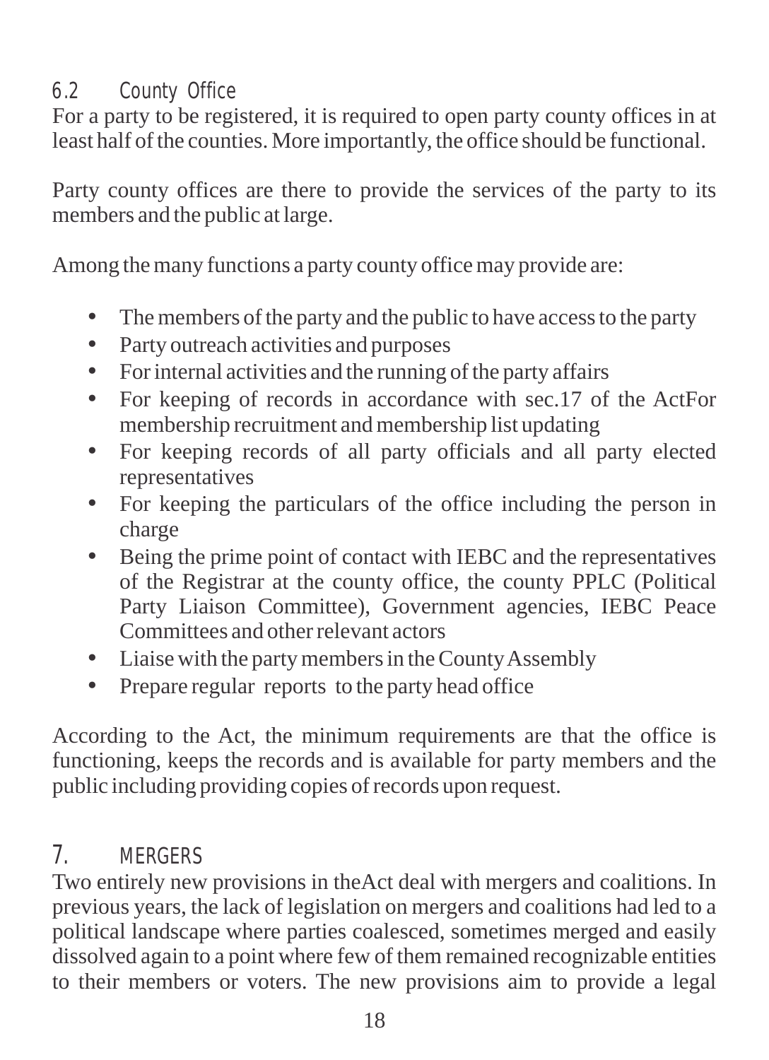## 6.2 County Office

For a party to be registered, it is required to open party county offices in at least half of the counties. More importantly, the office should be functional.

Party county offices are there to provide the services of the party to its members and the public at large.

Among the many functions a party county office may provide are:

- The members of the party and the public to have access to the party
- Party outreach activities and purposes
- For internal activities and the running of the party affairs
- For keeping of records in accordance with sec.17 of the ActFor membership recruitment and membership list updating
- For keeping records of all party officials and all party elected representatives
- For keeping the particulars of the office including the person in charge
- Being the prime point of contact with IEBC and the representatives of the Registrar at the county office, the county PPLC (Political Party Liaison Committee), Government agencies, IEBC Peace Committees and other relevant actors
- Liaise with the party members in the County Assembly
- Prepare regular reports to the party head office

According to the Act, the minimum requirements are that the office is functioning, keeps the records and is available for party members and the public including providing copies of records upon request.

# 7. MERGERS

Two entirely new provisions in theAct deal with mergers and coalitions. In previous years, the lack of legislation on mergers and coalitions had led to a political landscape where parties coalesced, sometimes merged and easily dissolved again to a point where few of them remained recognizable entities to their members or voters. The new provisions aim to provide a legal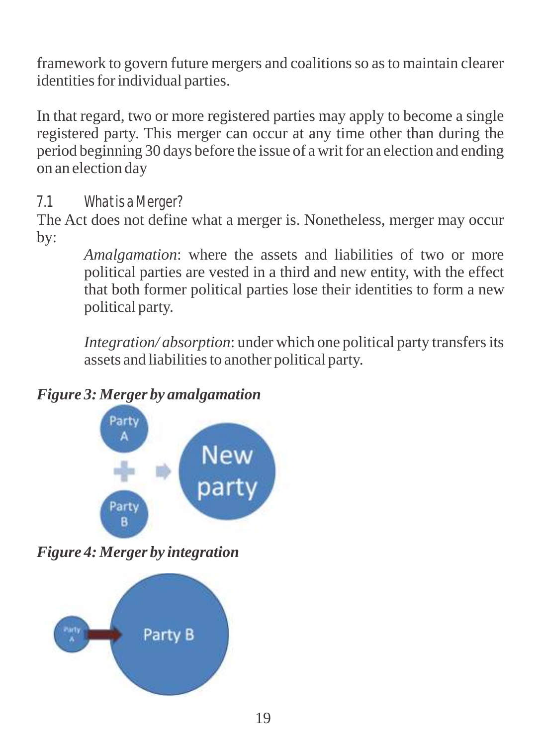framework to govern future mergers and coalitions so as to maintain clearer identities for individual parties.

In that regard, two or more registered parties may apply to become a single registered party. This merger can occur at any time other than during the period beginning 30 days before the issue of a writ for an election and ending on an election day

### 7.1 What is a Merger?

The Act does not define what a merger is. Nonetheless, merger may occur by:

> *Amalgamation*: where the assets and liabilities of two or more political parties are vested in a third and new entity, with the effect that both former political parties lose their identities to form a new political party.
>
> *Integration/ absorption*: under which one political party transfers its assets and liabilities to another political party.

***Figure 3: Merger by amalgamation***

Party A

Party B

New party

***Figure 4: Merger by integration***

Party A

Party B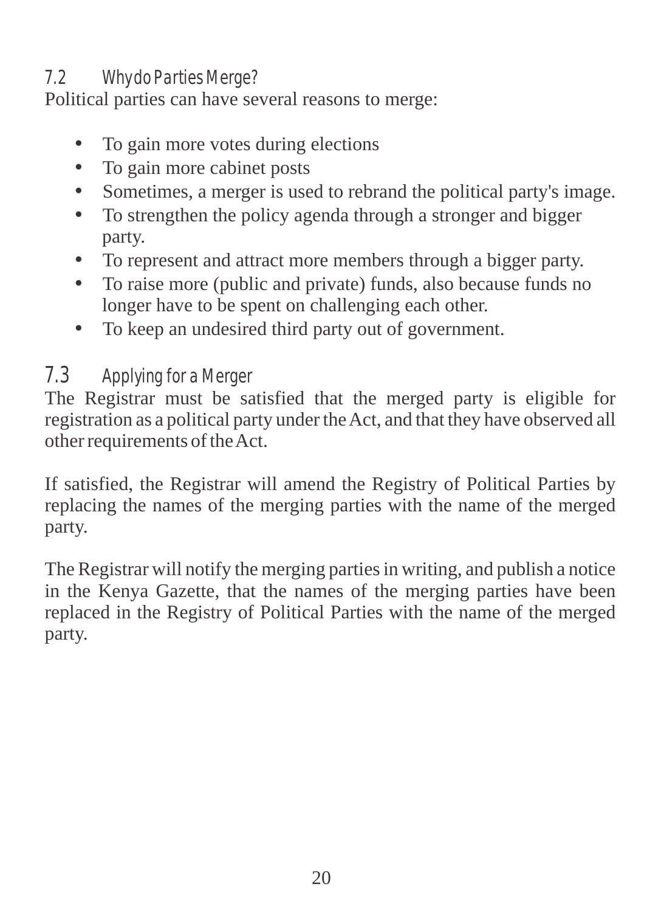### 7.2 Why do Parties Merge?

Political parties can have several reasons to merge:

- To gain more votes during elections
- To gain more cabinet posts
- Sometimes, a merger is used to rebrand the political party's image.
- To strengthen the policy agenda through a stronger and bigger party.
- To represent and attract more members through a bigger party.
- To raise more (public and private) funds, also because funds no longer have to be spent on challenging each other.
- To keep an undesired third party out of government.

### 7.3 Applying for a Merger

The Registrar must be satisfied that the merged party is eligible for registration as a political party under the Act, and that they have observed all other requirements of the Act.

If satisfied, the Registrar will amend the Registry of Political Parties by replacing the names of the merging parties with the name of the merged party.

The Registrar will notify the merging parties in writing, and publish a notice in the Kenya Gazette, that the names of the merging parties have been replaced in the Registry of Political Parties with the name of the merged party.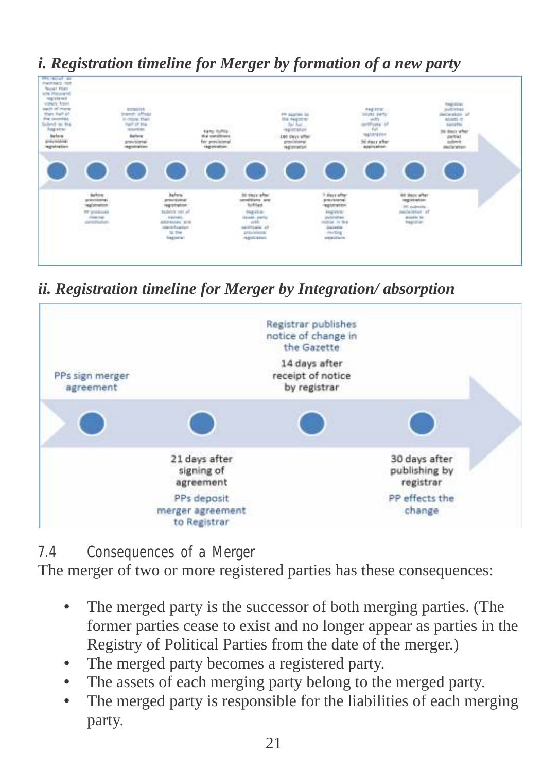### *i. Registration timeline for Merger by formation of a new party*

### *ii. Registration timeline for Merger by Integration/ absorption*

PPs sign merger agreement

21 days after signing of agreement

PPs deposit merger agreement to Registrar

Registrar publishes notice of change in the Gazette

14 days after receipt of notice by registrar

30 days after publishing by registrar

PP effects the change

## 7.4 Consequences of a Merger

The merger of two or more registered parties has these consequences:

- The merged party is the successor of both merging parties. (The former parties cease to exist and no longer appear as parties in the Registry of Political Parties from the date of the merger.)
- The merged party becomes a registered party.
- The assets of each merging party belong to the merged party.
- The merged party is responsible for the liabilities of each merging party.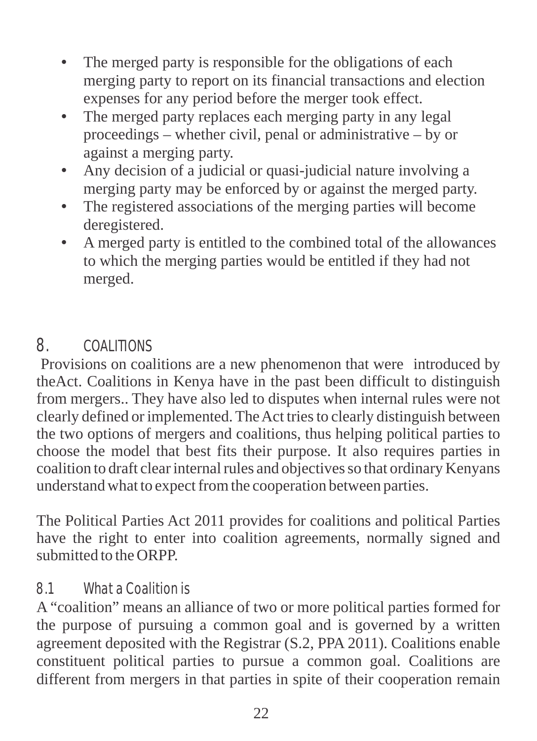- The merged party is responsible for the obligations of each merging party to report on its financial transactions and election expenses for any period before the merger took effect.
- The merged party replaces each merging party in any legal proceedings – whether civil, penal or administrative – by or against a merging party.
- Any decision of a judicial or quasi-judicial nature involving a merging party may be enforced by or against the merged party.
- The registered associations of the merging parties will become deregistered.
- A merged party is entitled to the combined total of the allowances to which the merging parties would be entitled if they had not merged.

## 8. COALITIONS

Provisions on coalitions are a new phenomenon that were introduced by theAct. Coalitions in Kenya have in the past been difficult to distinguish from mergers.. They have also led to disputes when internal rules were not clearly defined or implemented. The Act tries to clearly distinguish between the two options of mergers and coalitions, thus helping political parties to choose the model that best fits their purpose. It also requires parties in coalition to draft clear internal rules and objectives so that ordinary Kenyans understand what to expect from the cooperation between parties.

The Political Parties Act 2011 provides for coalitions and political Parties have the right to enter into coalition agreements, normally signed and submitted to the ORPP.

### 8.1 What a Coalition is

A "coalition" means an alliance of two or more political parties formed for the purpose of pursuing a common goal and is governed by a written agreement deposited with the Registrar (S.2, PPA 2011). Coalitions enable constituent political parties to pursue a common goal. Coalitions are different from mergers in that parties in spite of their cooperation remain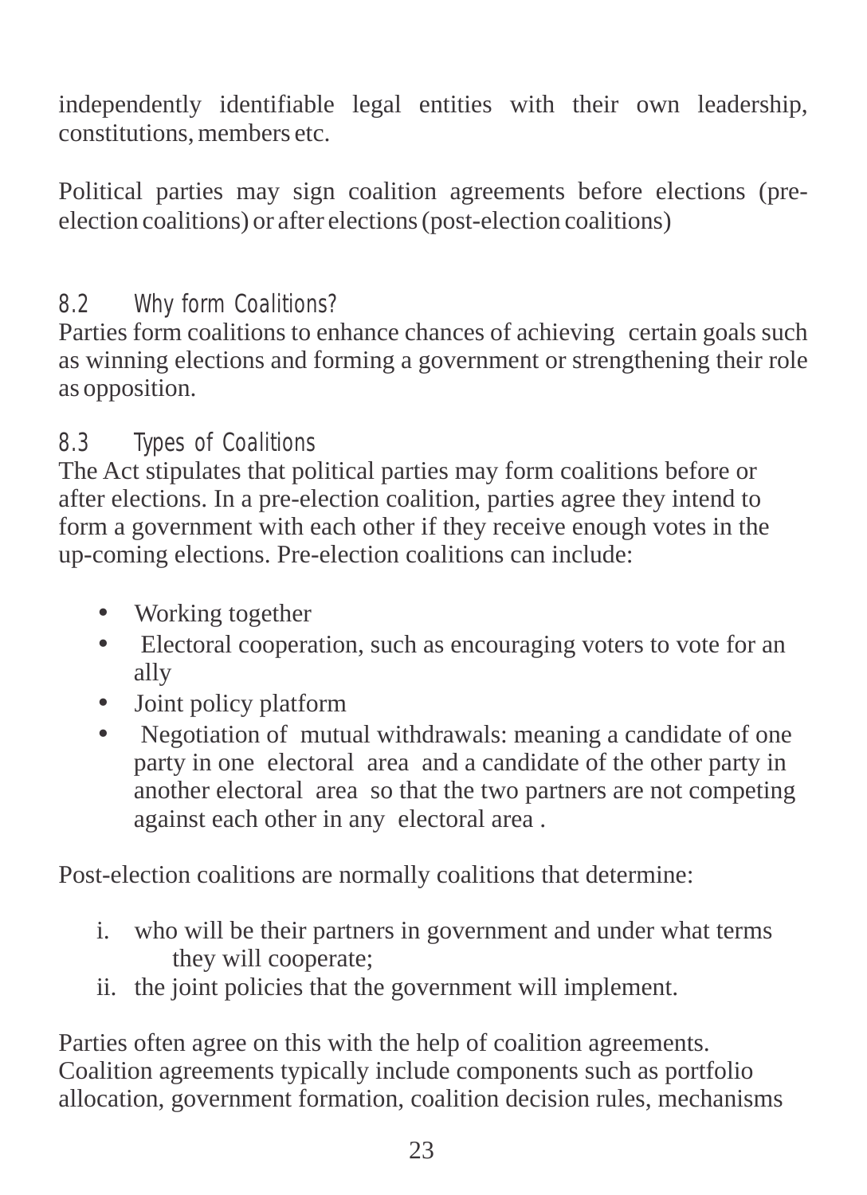independently identifiable legal entities with their own leadership, constitutions, members etc.

Political parties may sign coalition agreements before elections (pre-election coalitions) or after elections (post-election coalitions)

### 8.2 Why form Coalitions?

Parties form coalitions to enhance chances of achieving certain goals such as winning elections and forming a government or strengthening their role as opposition.

### 8.3 Types of Coalitions

The Act stipulates that political parties may form coalitions before or after elections. In a pre-election coalition, parties agree they intend to form a government with each other if they receive enough votes in the up-coming elections. Pre-election coalitions can include:

- Working together
- Electoral cooperation, such as encouraging voters to vote for an ally
- Joint policy platform
- Negotiation of mutual withdrawals: meaning a candidate of one party in one electoral area and a candidate of the other party in another electoral area so that the two partners are not competing against each other in any electoral area .

Post-election coalitions are normally coalitions that determine:

i. who will be their partners in government and under what terms they will cooperate;
ii. the joint policies that the government will implement.

Parties often agree on this with the help of coalition agreements. Coalition agreements typically include components such as portfolio allocation, government formation, coalition decision rules, mechanisms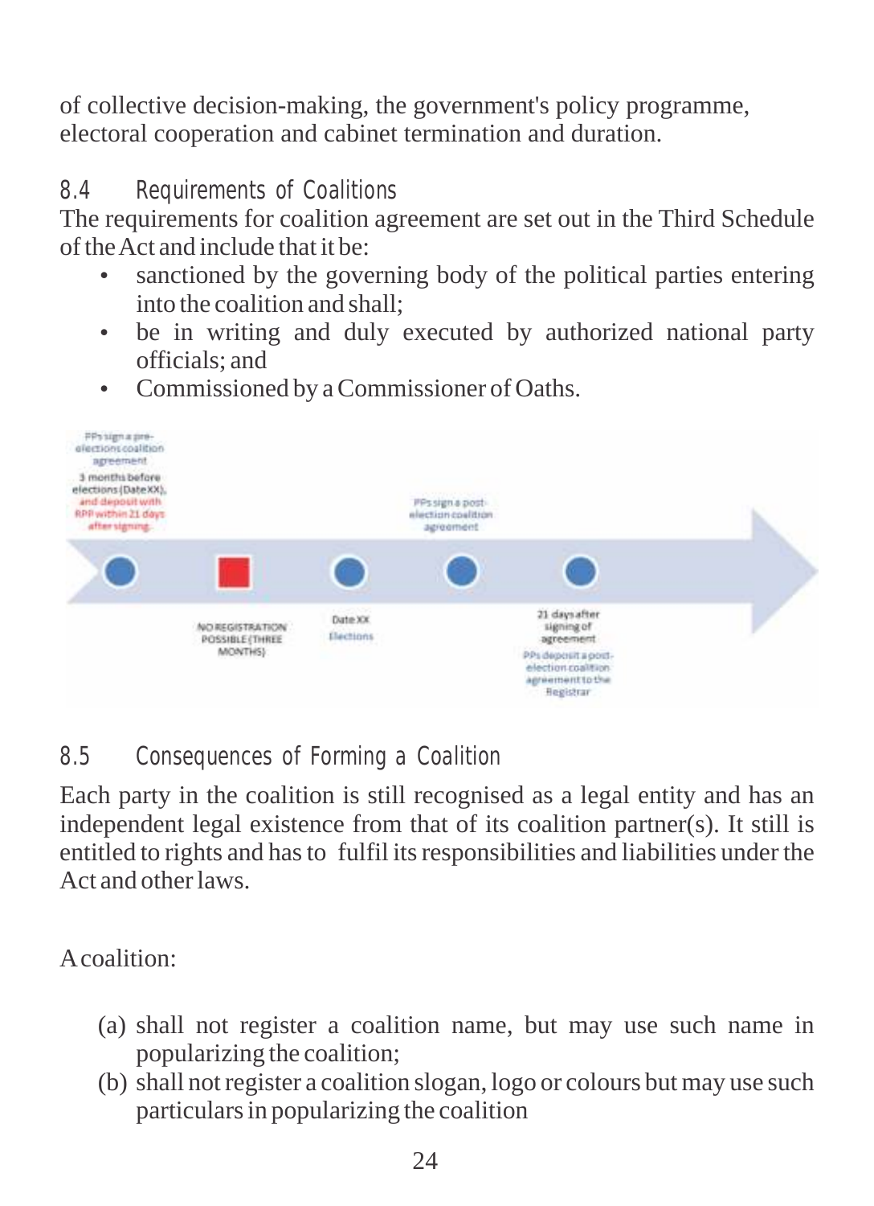of collective decision-making, the government's policy programme, electoral cooperation and cabinet termination and duration.

### 8.4 Requirements of Coalitions

The requirements for coalition agreement are set out in the Third Schedule of the Act and include that it be:

- sanctioned by the governing body of the political parties entering into the coalition and shall;
- be in writing and duly executed by authorized national party officials; and
- Commissioned by a Commissioner of Oaths.

PPs sign a pre-elections coalition agreement

3 months before elections (Date XX), and deposit with RPP within 21 days after signing.

NO REGISTRATION POSSIBLE (THREE MONTHS)

Date XX

Elections

PPs sign a post-election coalition agreement

21 days after signing of agreement

PPs deposit a post-election coalition agreement to the Registrar

### 8.5 Consequences of Forming a Coalition

Each party in the coalition is still recognised as a legal entity and has an independent legal existence from that of its coalition partner(s). It still is entitled to rights and has to fulfil its responsibilities and liabilities under the Act and other laws.

A coalition:

(a) shall not register a coalition name, but may use such name in popularizing the coalition;

(b) shall not register a coalition slogan, logo or colours but may use such particulars in popularizing the coalition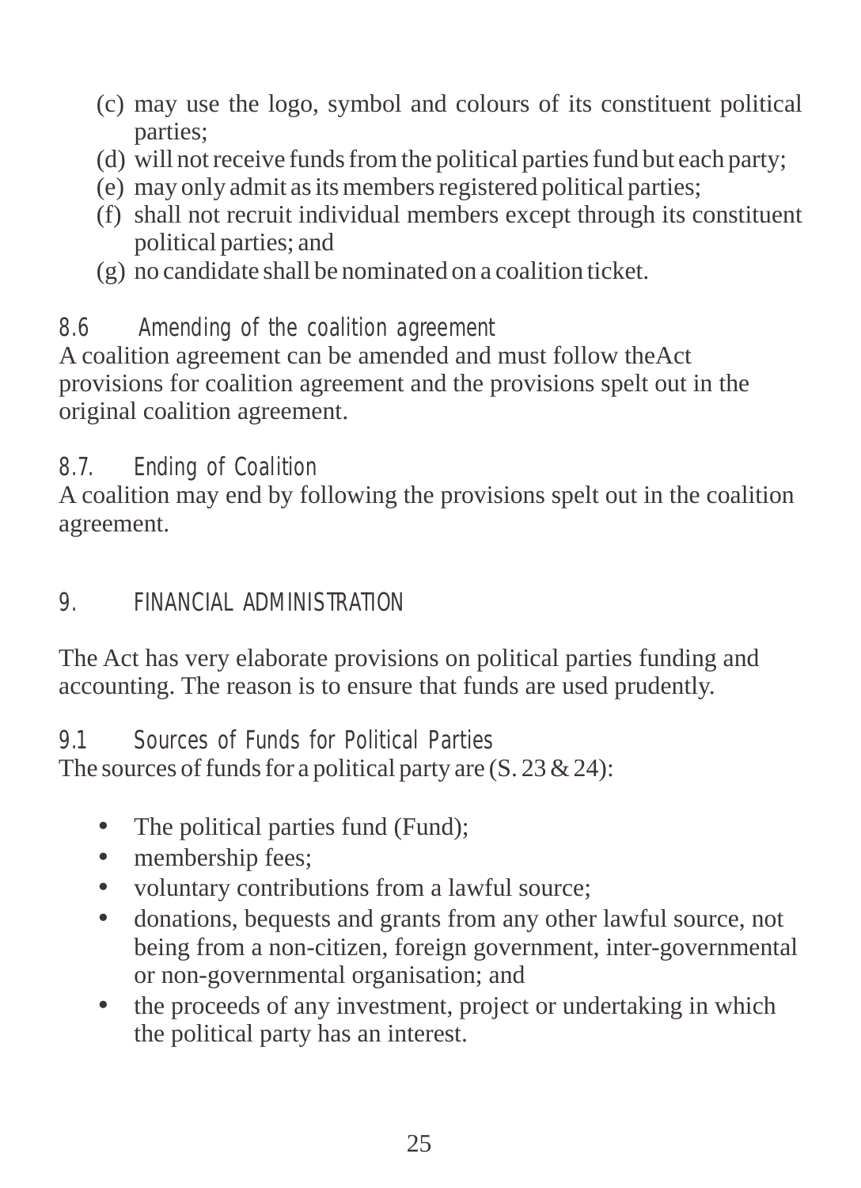(c) may use the logo, symbol and colours of its constituent political parties;
(d) will not receive funds from the political parties fund but each party;
(e) may only admit as its members registered political parties;
(f) shall not recruit individual members except through its constituent political parties; and
(g) no candidate shall be nominated on a coalition ticket.

### 8.6 Amending of the coalition agreement

A coalition agreement can be amended and must follow theAct provisions for coalition agreement and the provisions spelt out in the original coalition agreement.

### 8.7. Ending of Coalition

A coalition may end by following the provisions spelt out in the coalition agreement.

## 9. FINANCIAL ADMINISTRATION

The Act has very elaborate provisions on political parties funding and accounting. The reason is to ensure that funds are used prudently.

### 9.1 Sources of Funds for Political Parties

The sources of funds for a political party are (S. 23 & 24):

- The political parties fund (Fund);
- membership fees;
- voluntary contributions from a lawful source;
- donations, bequests and grants from any other lawful source, not being from a non-citizen, foreign government, inter-governmental or non-governmental organisation; and
- the proceeds of any investment, project or undertaking in which the political party has an interest.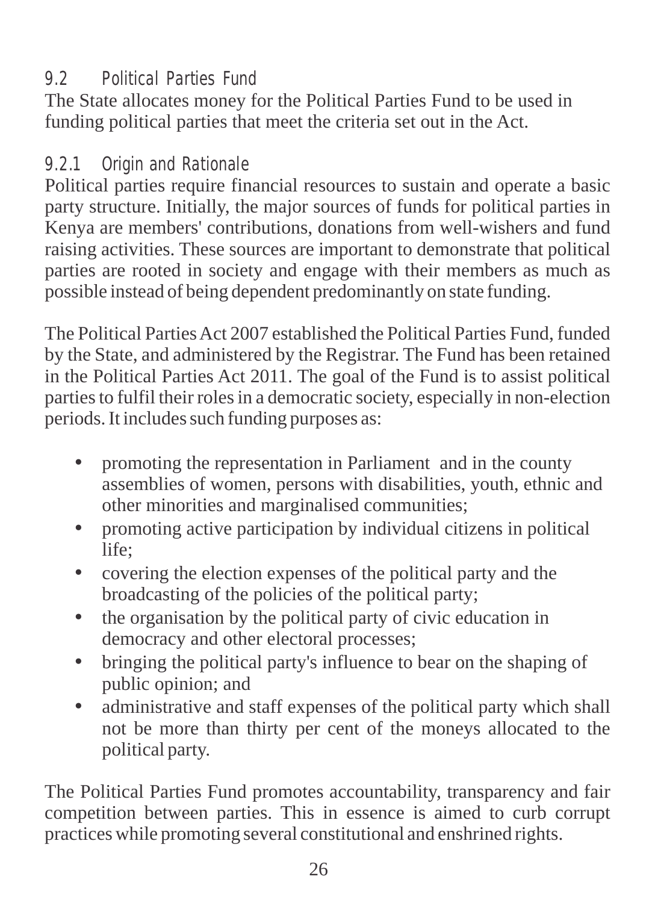## 9.2 Political Parties Fund

The State allocates money for the Political Parties Fund to be used in funding political parties that meet the criteria set out in the Act.

### 9.2.1 Origin and Rationale

Political parties require financial resources to sustain and operate a basic party structure. Initially, the major sources of funds for political parties in Kenya are members' contributions, donations from well-wishers and fund raising activities. These sources are important to demonstrate that political parties are rooted in society and engage with their members as much as possible instead of being dependent predominantly on state funding.

The Political Parties Act 2007 established the Political Parties Fund, funded by the State, and administered by the Registrar. The Fund has been retained in the Political Parties Act 2011. The goal of the Fund is to assist political parties to fulfil their roles in a democratic society, especially in non-election periods. It includes such funding purposes as:

- promoting the representation in Parliament and in the county assemblies of women, persons with disabilities, youth, ethnic and other minorities and marginalised communities;
- promoting active participation by individual citizens in political life;
- covering the election expenses of the political party and the broadcasting of the policies of the political party;
- the organisation by the political party of civic education in democracy and other electoral processes;
- bringing the political party's influence to bear on the shaping of public opinion; and
- administrative and staff expenses of the political party which shall not be more than thirty per cent of the moneys allocated to the political party.

The Political Parties Fund promotes accountability, transparency and fair competition between parties. This in essence is aimed to curb corrupt practices while promoting several constitutional and enshrined rights.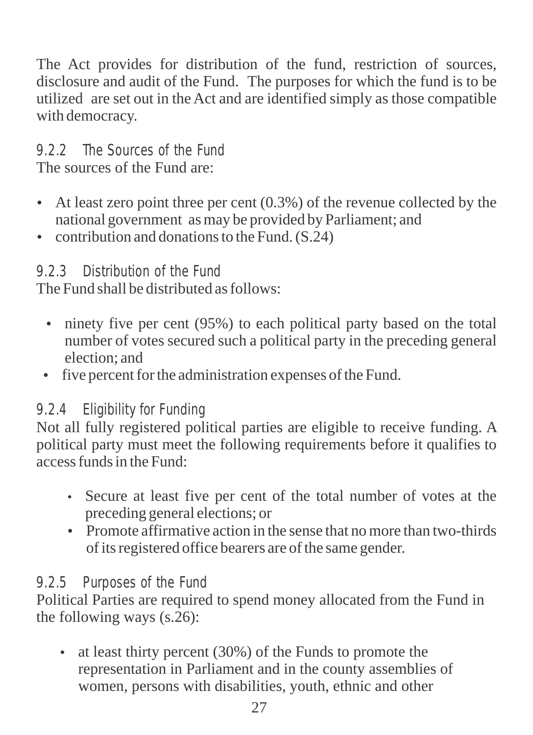The Act provides for distribution of the fund, restriction of sources, disclosure and audit of the Fund. The purposes for which the fund is to be utilized are set out in the Act and are identified simply as those compatible with democracy.

### 9.2.2 The Sources of the Fund

The sources of the Fund are:

- At least zero point three per cent (0.3%) of the revenue collected by the national government as may be provided by Parliament; and
- contribution and donations to the Fund. (S.24)

### 9.2.3 Distribution of the Fund

The Fund shall be distributed as follows:

- ninety five per cent (95%) to each political party based on the total number of votes secured such a political party in the preceding general election; and
- five percent for the administration expenses of the Fund.

### 9.2.4 Eligibility for Funding

Not all fully registered political parties are eligible to receive funding. A political party must meet the following requirements before it qualifies to access funds in the Fund:

- Secure at least five per cent of the total number of votes at the preceding general elections; or
- Promote affirmative action in the sense that no more than two-thirds of its registered office bearers are of the same gender.

### 9.2.5 Purposes of the Fund

Political Parties are required to spend money allocated from the Fund in the following ways (s.26):

- at least thirty percent (30%) of the Funds to promote the representation in Parliament and in the county assemblies of women, persons with disabilities, youth, ethnic and other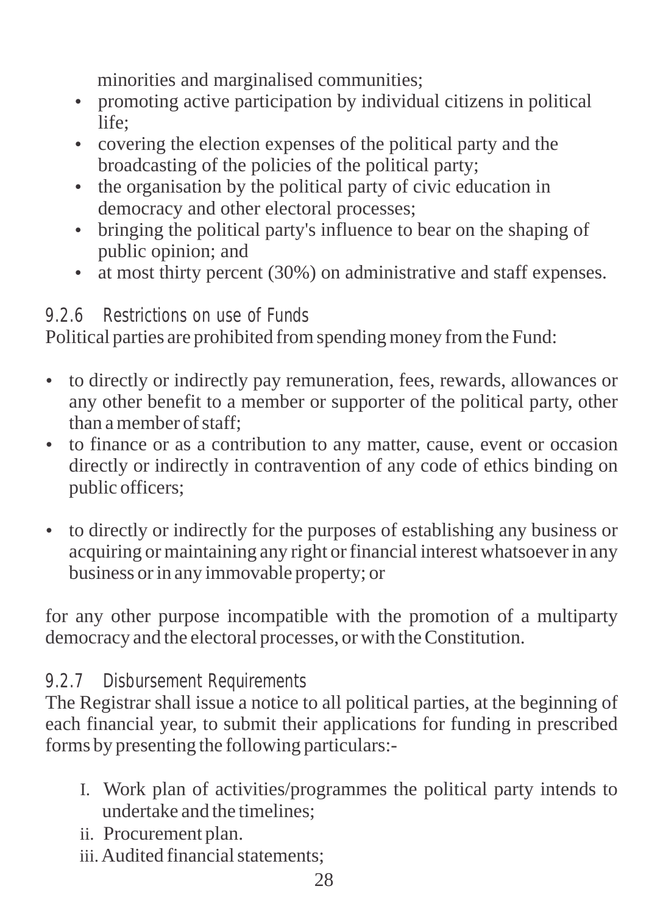minorities and marginalised communities;

- promoting active participation by individual citizens in political life;
- covering the election expenses of the political party and the broadcasting of the policies of the political party;
- the organisation by the political party of civic education in democracy and other electoral processes;
- bringing the political party's influence to bear on the shaping of public opinion; and
- at most thirty percent (30%) on administrative and staff expenses.

### 9.2.6 Restrictions on use of Funds

Political parties are prohibited from spending money from the Fund:

- to directly or indirectly pay remuneration, fees, rewards, allowances or any other benefit to a member or supporter of the political party, other than a member of staff;
- to finance or as a contribution to any matter, cause, event or occasion directly or indirectly in contravention of any code of ethics binding on public officers;
- to directly or indirectly for the purposes of establishing any business or acquiring or maintaining any right or financial interest whatsoever in any business or in any immovable property; or

for any other purpose incompatible with the promotion of a multiparty democracy and the electoral processes, or with the Constitution.

### 9.2.7 Disbursement Requirements

The Registrar shall issue a notice to all political parties, at the beginning of each financial year, to submit their applications for funding in prescribed forms by presenting the following particulars:-

I. Work plan of activities/programmes the political party intends to undertake and the timelines;

ii. Procurement plan.

iii. Audited financial statements;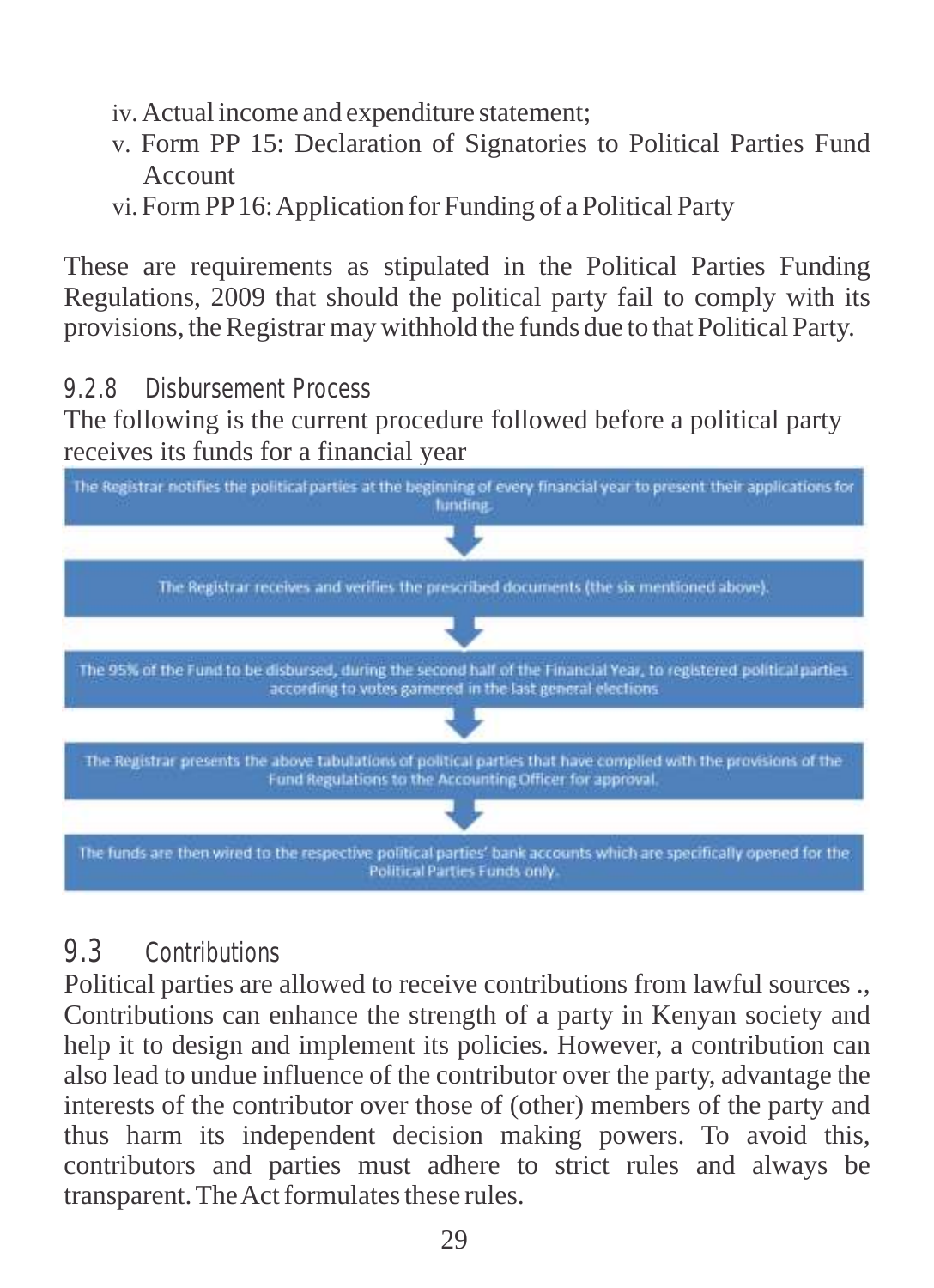iv. Actual income and expenditure statement;

v. Form PP 15: Declaration of Signatories to Political Parties Fund Account

vi. Form PP 16: Application for Funding of a Political Party

These are requirements as stipulated in the Political Parties Funding Regulations, 2009 that should the political party fail to comply with its provisions, the Registrar may withhold the funds due to that Political Party.

### 9.2.8 Disbursement Process

The following is the current procedure followed before a political party receives its funds for a financial year

The Registrar notifies the political parties at the beginning of every financial year to present their applications for funding.

The Registrar receives and verifies the prescribed documents (the six mentioned above).

The 95% of the Fund to be disbursed, during the second half of the Financial Year, to registered political parties according to votes garnered in the last general elections

The Registrar presents the above tabulations of political parties that have complied with the provisions of the Fund Regulations to the Accounting Officer for approval.

The funds are then wired to the respective political parties' bank accounts which are specifically opened for the Political Parties Funds only.

## 9.3 Contributions

Political parties are allowed to receive contributions from lawful sources ., Contributions can enhance the strength of a party in Kenyan society and help it to design and implement its policies. However, a contribution can also lead to undue influence of the contributor over the party, advantage the interests of the contributor over those of (other) members of the party and thus harm its independent decision making powers. To avoid this, contributors and parties must adhere to strict rules and always be transparent. The Act formulates these rules.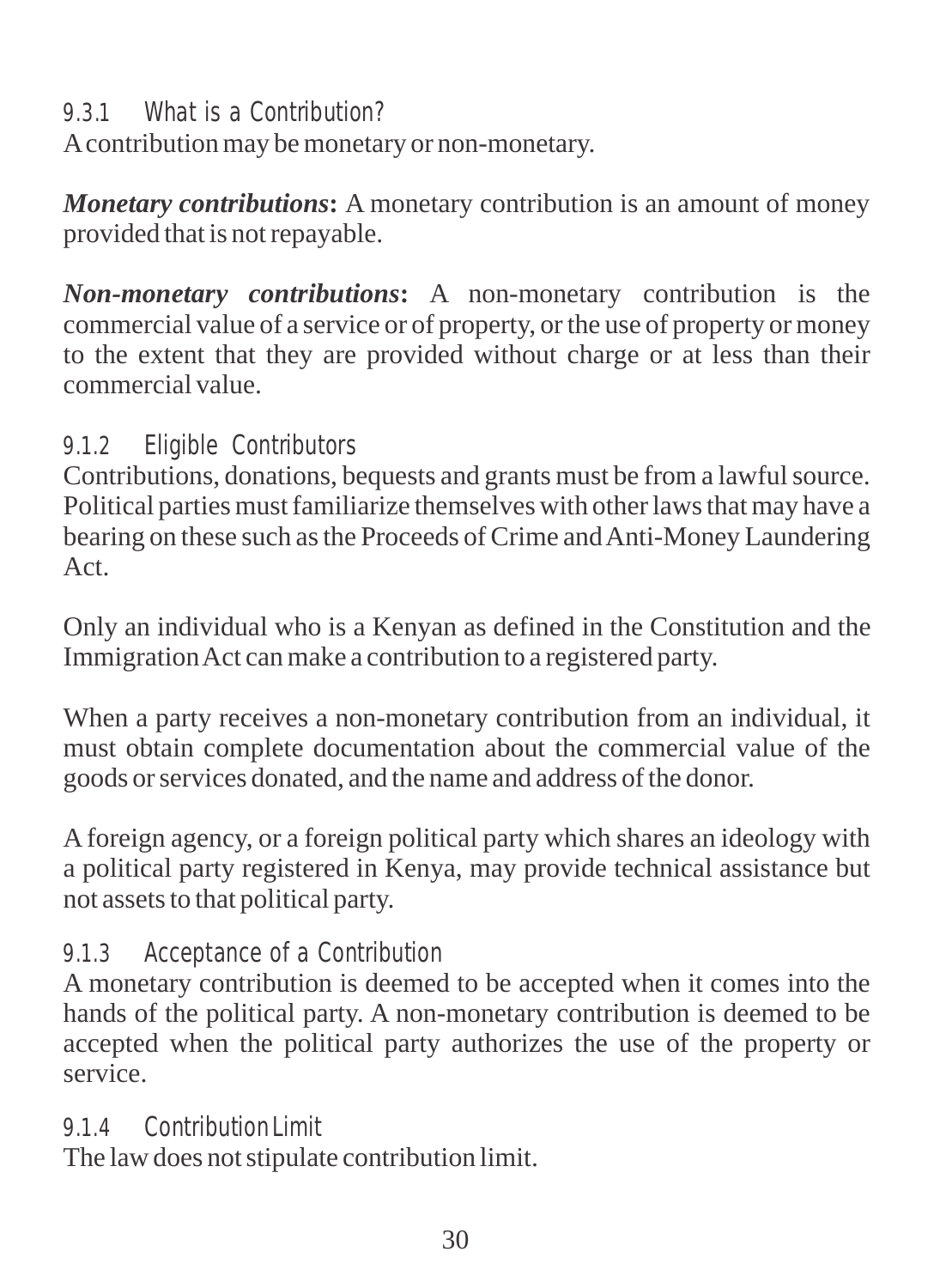### 9.3.1 What is a Contribution?

A contribution may be monetary or non-monetary.

***Monetary contributions*:** A monetary contribution is an amount of money provided that is not repayable.

***Non-monetary contributions*:** A non-monetary contribution is the commercial value of a service or of property, or the use of property or money to the extent that they are provided without charge or at less than their commercial value.

### 9.1.2 Eligible Contributors

Contributions, donations, bequests and grants must be from a lawful source. Political parties must familiarize themselves with other laws that may have a bearing on these such as the Proceeds of Crime and Anti-Money Laundering Act.

Only an individual who is a Kenyan as defined in the Constitution and the Immigration Act can make a contribution to a registered party.

When a party receives a non-monetary contribution from an individual, it must obtain complete documentation about the commercial value of the goods or services donated, and the name and address of the donor.

A foreign agency, or a foreign political party which shares an ideology with a political party registered in Kenya, may provide technical assistance but not assets to that political party.

### 9.1.3 Acceptance of a Contribution

A monetary contribution is deemed to be accepted when it comes into the hands of the political party. A non-monetary contribution is deemed to be accepted when the political party authorizes the use of the property or service.

### 9.1.4 Contribution Limit

The law does not stipulate contribution limit.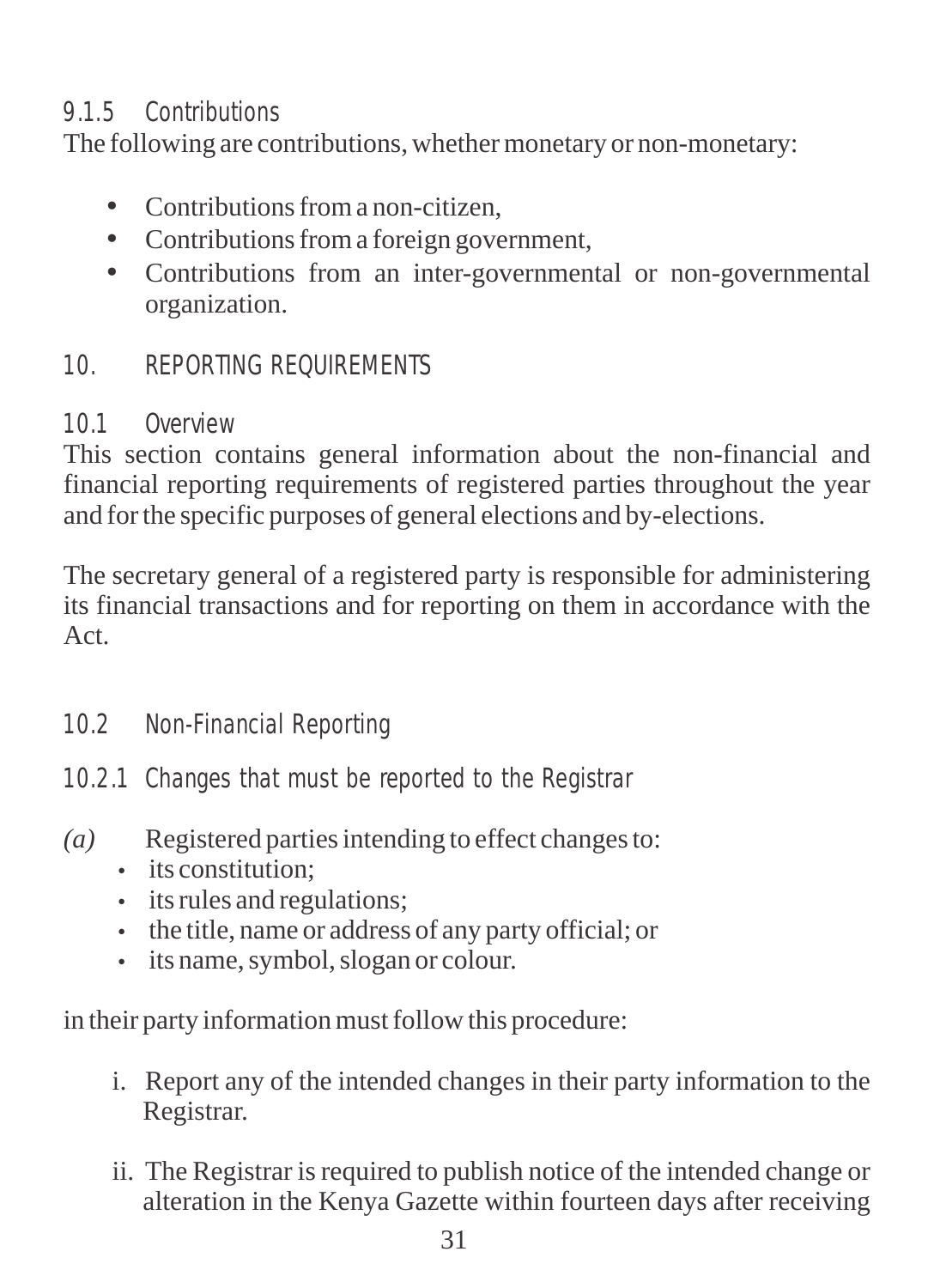#### 9.1.5 Contributions

The following are contributions, whether monetary or non-monetary:

- Contributions from a non-citizen,
- Contributions from a foreign government,
- Contributions from an inter-governmental or non-governmental organization.

## 10. REPORTING REQUIREMENTS

### 10.1 Overview

This section contains general information about the non-financial and financial reporting requirements of registered parties throughout the year and for the specific purposes of general elections and by-elections.

The secretary general of a registered party is responsible for administering its financial transactions and for reporting on them in accordance with the Act.

### 10.2 Non-Financial Reporting

#### 10.2.1 Changes that must be reported to the Registrar

*(a)* Registered parties intending to effect changes to:

- its constitution;
- its rules and regulations;
- the title, name or address of any party official; or
- its name, symbol, slogan or colour.

in their party information must follow this procedure:

i. Report any of the intended changes in their party information to the Registrar.

ii. The Registrar is required to publish notice of the intended change or alteration in the Kenya Gazette within fourteen days after receiving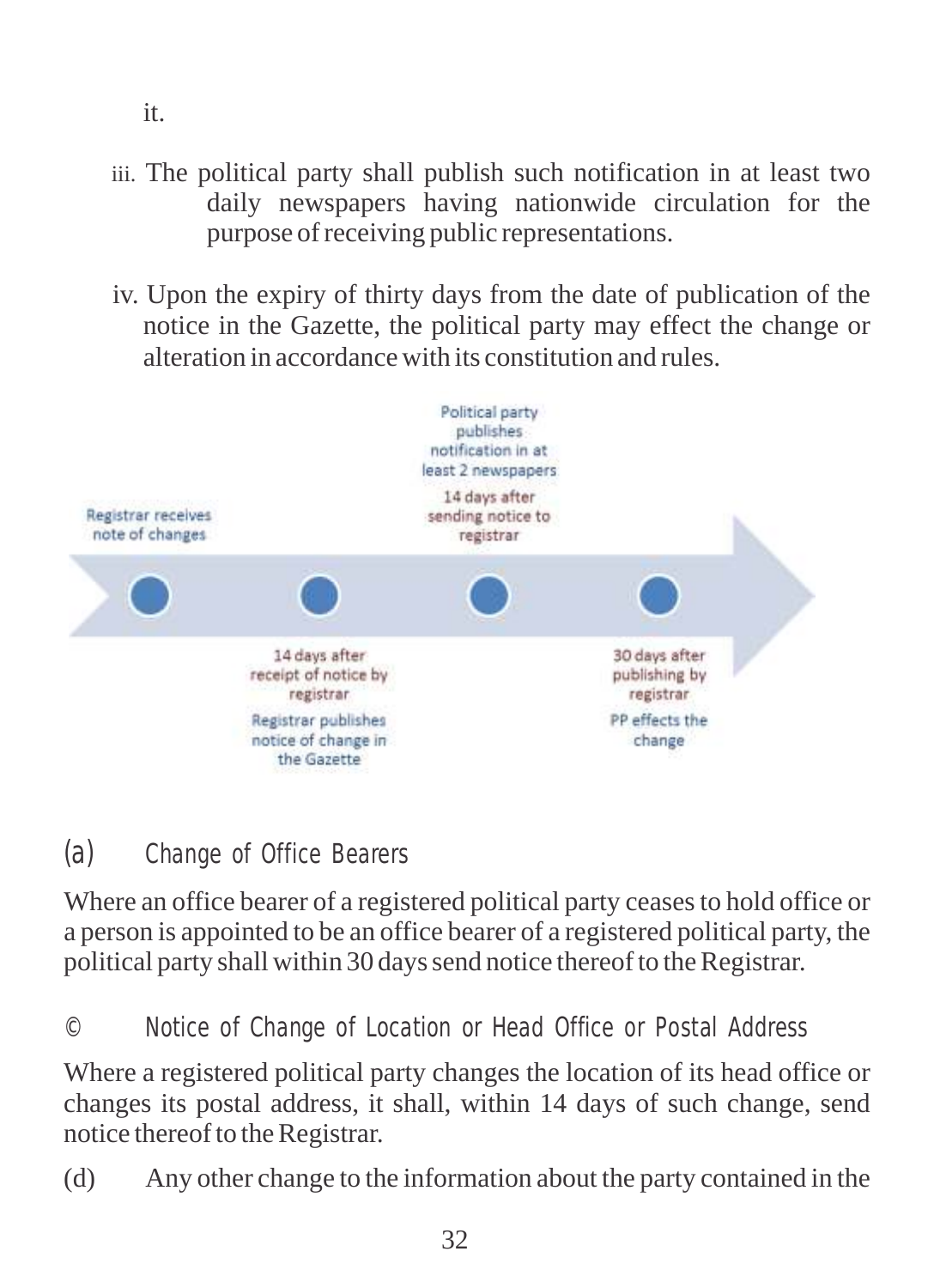it.

iii. The political party shall publish such notification in at least two daily newspapers having nationwide circulation for the purpose of receiving public representations.

iv. Upon the expiry of thirty days from the date of publication of the notice in the Gazette, the political party may effect the change or alteration in accordance with its constitution and rules.

Registrar receives note of changes

14 days after receipt of notice by registrar

Registrar publishes notice of change in the Gazette

Political party publishes notification in at least 2 newspapers

14 days after sending notice to registrar

30 days after publishing by registrar

PP effects the change

## (a) Change of Office Bearers

Where an office bearer of a registered political party ceases to hold office or a person is appointed to be an office bearer of a registered political party, the political party shall within 30 days send notice thereof to the Registrar.

## © Notice of Change of Location or Head Office or Postal Address

Where a registered political party changes the location of its head office or changes its postal address, it shall, within 14 days of such change, send notice thereof to the Registrar.

(d) Any other change to the information about the party contained in the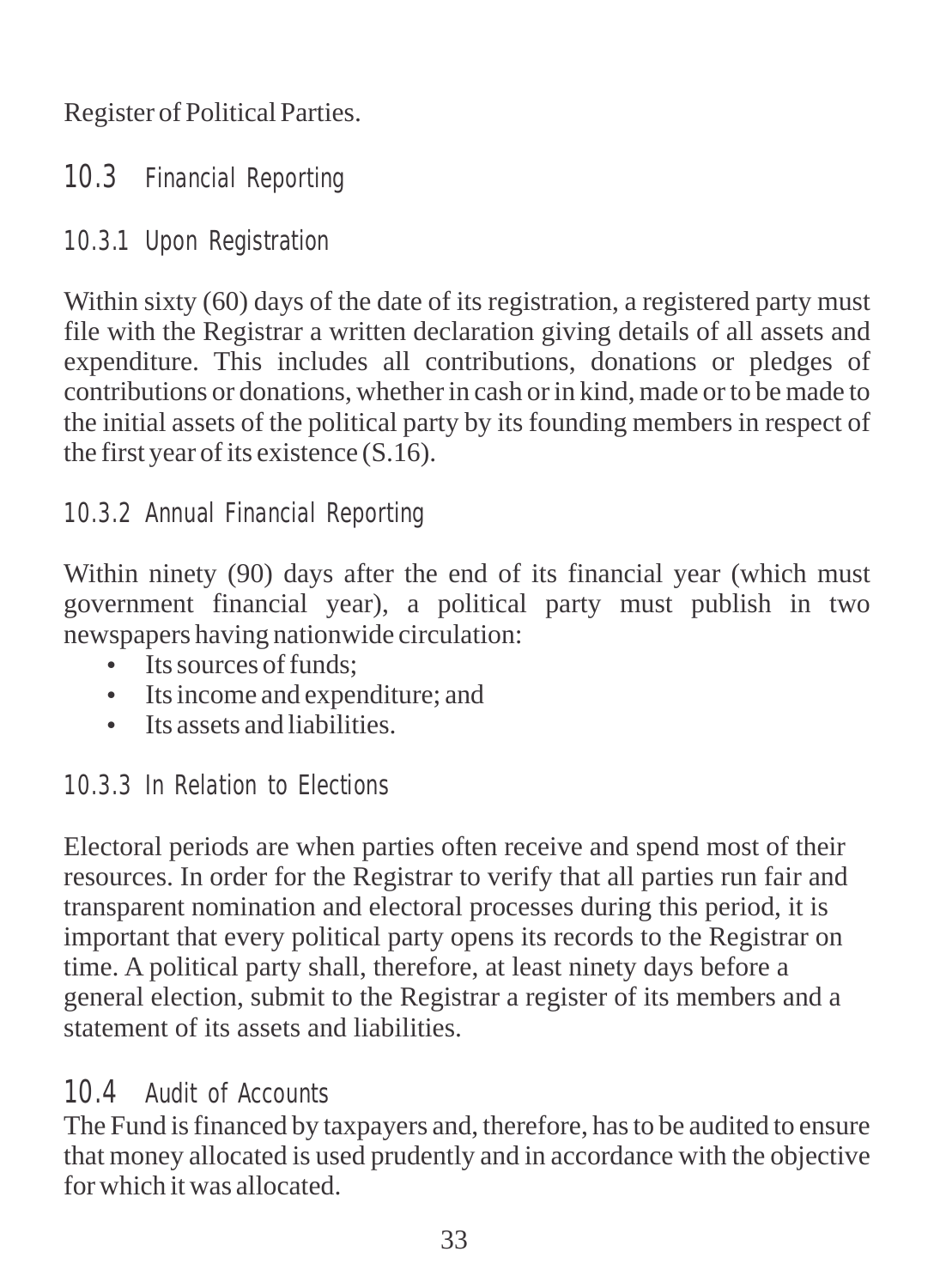Register of Political Parties.

## 10.3 Financial Reporting

### 10.3.1 Upon Registration

Within sixty (60) days of the date of its registration, a registered party must file with the Registrar a written declaration giving details of all assets and expenditure. This includes all contributions, donations or pledges of contributions or donations, whether in cash or in kind, made or to be made to the initial assets of the political party by its founding members in respect of the first year of its existence (S.16).

### 10.3.2 Annual Financial Reporting

Within ninety (90) days after the end of its financial year (which must government financial year), a political party must publish in two newspapers having nationwide circulation:

- Its sources of funds;
- Its income and expenditure; and
- Its assets and liabilities.

### 10.3.3 In Relation to Elections

Electoral periods are when parties often receive and spend most of their resources. In order for the Registrar to verify that all parties run fair and transparent nomination and electoral processes during this period, it is important that every political party opens its records to the Registrar on time. A political party shall, therefore, at least ninety days before a general election, submit to the Registrar a register of its members and a statement of its assets and liabilities.

## 10.4 Audit of Accounts

The Fund is financed by taxpayers and, therefore, has to be audited to ensure that money allocated is used prudently and in accordance with the objective for which it was allocated.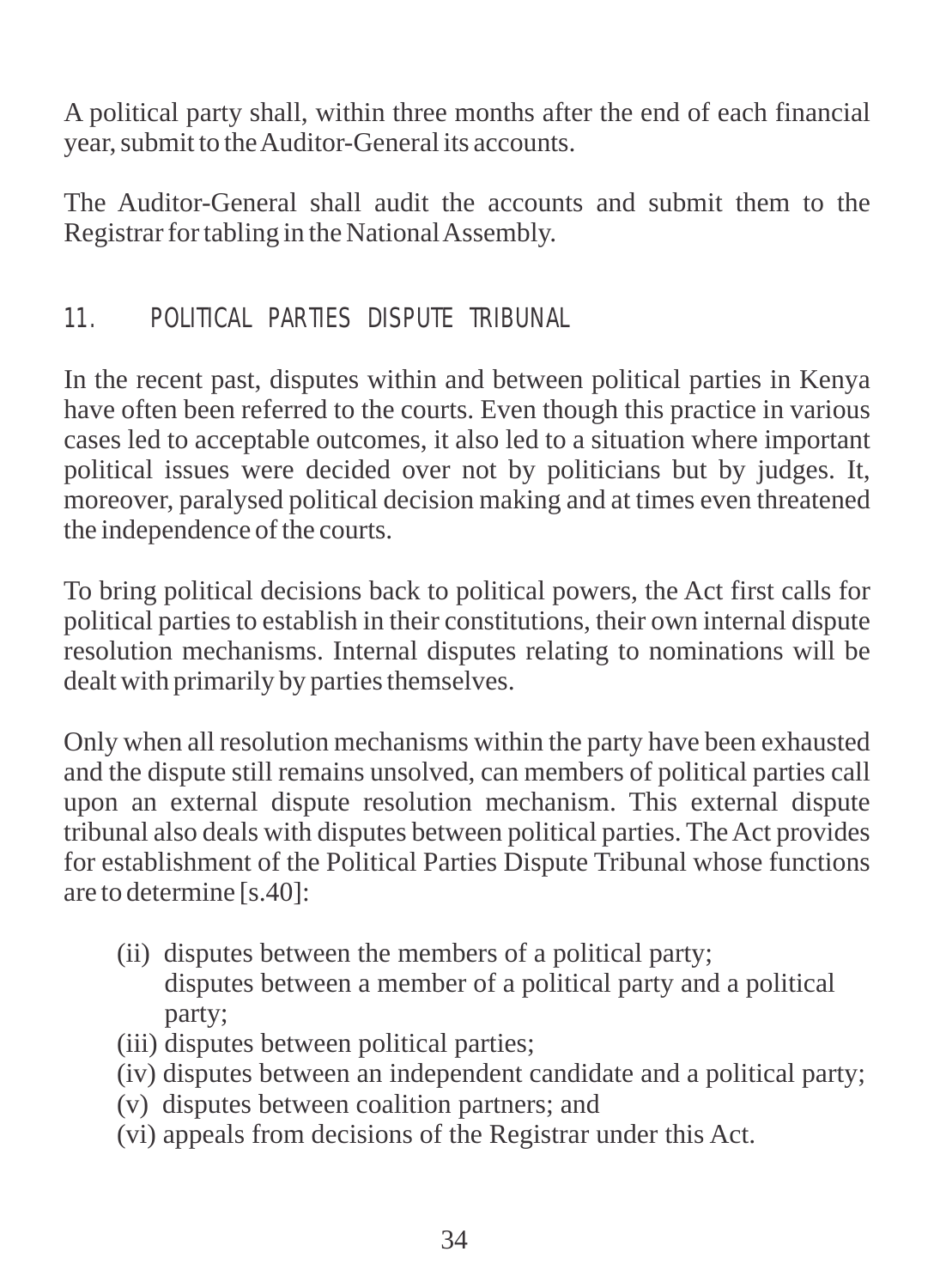A political party shall, within three months after the end of each financial year, submit to the Auditor-General its accounts.

The Auditor-General shall audit the accounts and submit them to the Registrar for tabling in the National Assembly.

## 11. POLITICAL PARTIES DISPUTE TRIBUNAL

In the recent past, disputes within and between political parties in Kenya have often been referred to the courts. Even though this practice in various cases led to acceptable outcomes, it also led to a situation where important political issues were decided over not by politicians but by judges. It, moreover, paralysed political decision making and at times even threatened the independence of the courts.

To bring political decisions back to political powers, the Act first calls for political parties to establish in their constitutions, their own internal dispute resolution mechanisms. Internal disputes relating to nominations will be dealt with primarily by parties themselves.

Only when all resolution mechanisms within the party have been exhausted and the dispute still remains unsolved, can members of political parties call upon an external dispute resolution mechanism. This external dispute tribunal also deals with disputes between political parties. The Act provides for establishment of the Political Parties Dispute Tribunal whose functions are to determine [s.40]:

- (ii) disputes between the members of a political party;
  disputes between a member of a political party and a political party;
- (iii) disputes between political parties;
- (iv) disputes between an independent candidate and a political party;
- (v) disputes between coalition partners; and
- (vi) appeals from decisions of the Registrar under this Act.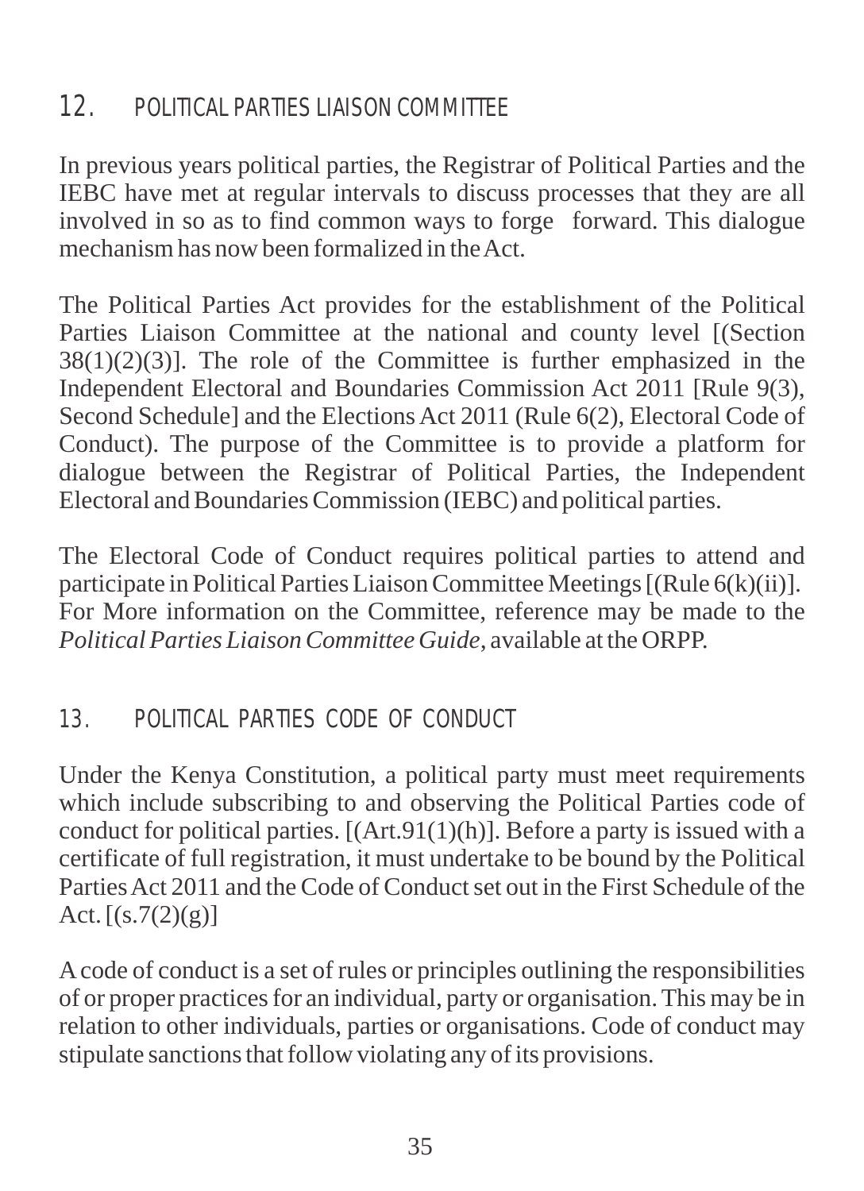## 12. POLITICAL PARTIES LIAISON COMMITTEE

In previous years political parties, the Registrar of Political Parties and the IEBC have met at regular intervals to discuss processes that they are all involved in so as to find common ways to forge forward. This dialogue mechanism has now been formalized in the Act.

The Political Parties Act provides for the establishment of the Political Parties Liaison Committee at the national and county level [(Section 38(1)(2)(3)]. The role of the Committee is further emphasized in the Independent Electoral and Boundaries Commission Act 2011 [Rule 9(3), Second Schedule] and the Elections Act 2011 (Rule 6(2), Electoral Code of Conduct). The purpose of the Committee is to provide a platform for dialogue between the Registrar of Political Parties, the Independent Electoral and Boundaries Commission (IEBC) and political parties.

The Electoral Code of Conduct requires political parties to attend and participate in Political Parties Liaison Committee Meetings [(Rule 6(k)(ii)]. For More information on the Committee, reference may be made to the *Political Parties Liaison Committee Guide*, available at the ORPP.

## 13. POLITICAL PARTIES CODE OF CONDUCT

Under the Kenya Constitution, a political party must meet requirements which include subscribing to and observing the Political Parties code of conduct for political parties. [(Art.91(1)(h)]. Before a party is issued with a certificate of full registration, it must undertake to be bound by the Political Parties Act 2011 and the Code of Conduct set out in the First Schedule of the Act. [(s.7(2)(g)]

A code of conduct is a set of rules or principles outlining the responsibilities of or proper practices for an individual, party or organisation. This may be in relation to other individuals, parties or organisations. Code of conduct may stipulate sanctions that follow violating any of its provisions.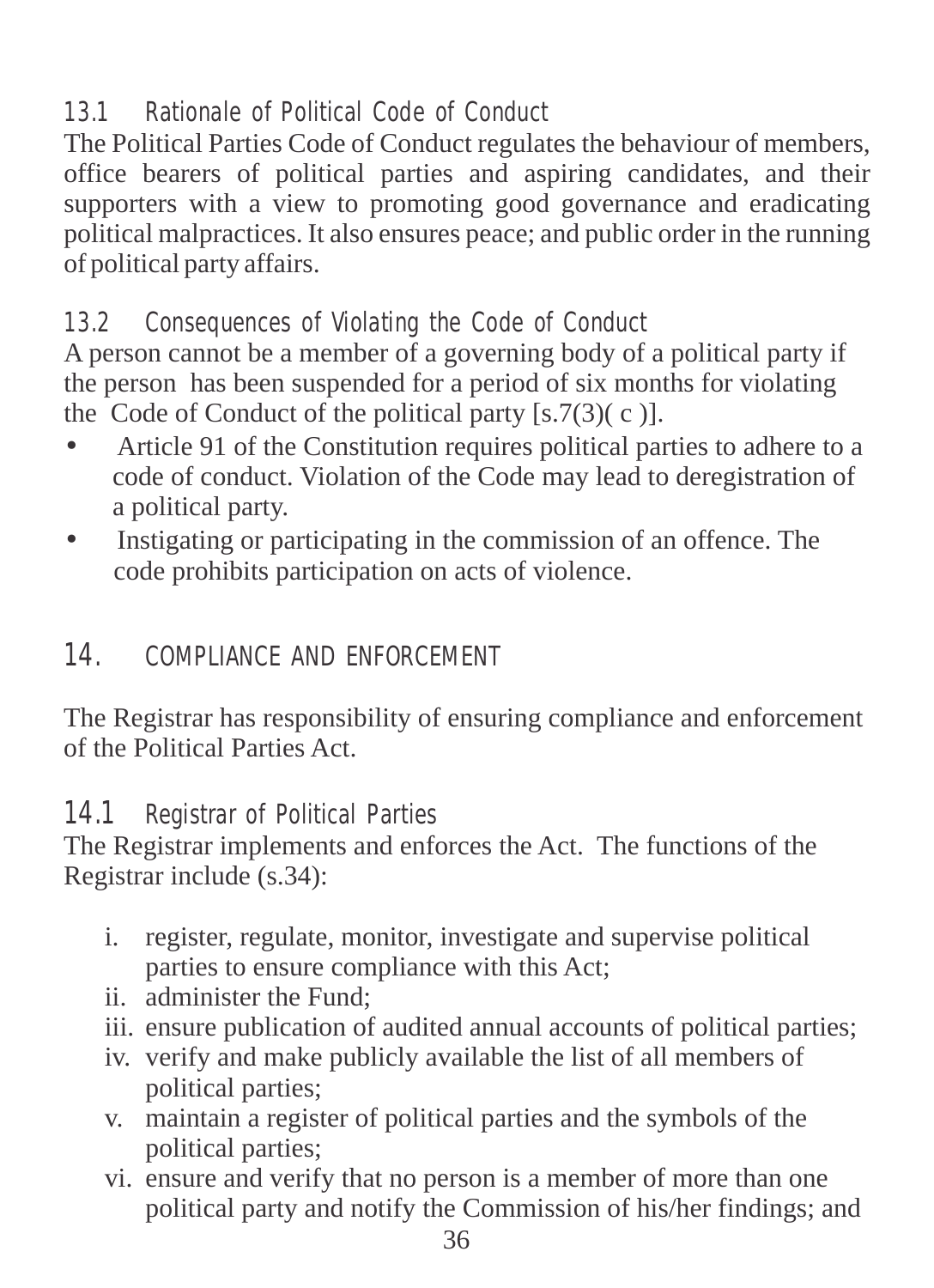### 13.1 Rationale of Political Code of Conduct

The Political Parties Code of Conduct regulates the behaviour of members, office bearers of political parties and aspiring candidates, and their supporters with a view to promoting good governance and eradicating political malpractices. It also ensures peace; and public order in the running of political party affairs.

### 13.2 Consequences of Violating the Code of Conduct

A person cannot be a member of a governing body of a political party if the person has been suspended for a period of six months for violating the Code of Conduct of the political party [s.7(3)( c )].

- Article 91 of the Constitution requires political parties to adhere to a code of conduct. Violation of the Code may lead to deregistration of a political party.
- Instigating or participating in the commission of an offence. The code prohibits participation on acts of violence.

## 14. COMPLIANCE AND ENFORCEMENT

The Registrar has responsibility of ensuring compliance and enforcement of the Political Parties Act.

### 14.1 Registrar of Political Parties

The Registrar implements and enforces the Act. The functions of the Registrar include (s.34):

i. register, regulate, monitor, investigate and supervise political parties to ensure compliance with this Act;
ii. administer the Fund;
iii. ensure publication of audited annual accounts of political parties;
iv. verify and make publicly available the list of all members of political parties;
v. maintain a register of political parties and the symbols of the political parties;
vi. ensure and verify that no person is a member of more than one political party and notify the Commission of his/her findings; and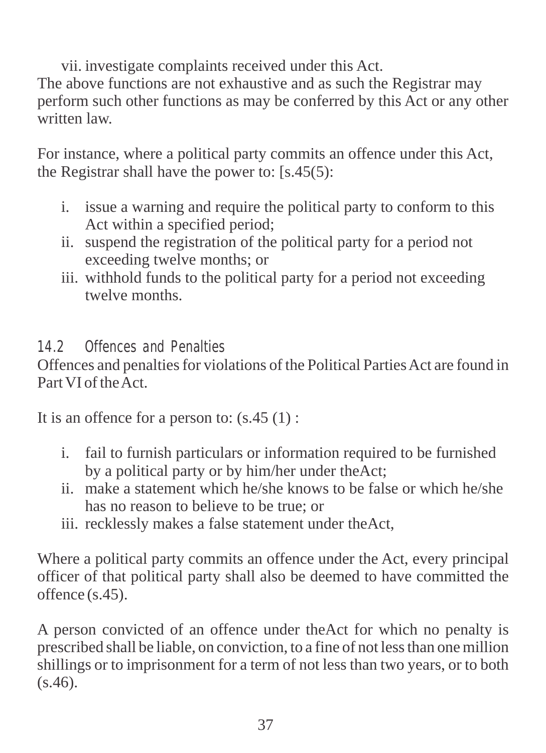vii. investigate complaints received under this Act.

The above functions are not exhaustive and as such the Registrar may perform such other functions as may be conferred by this Act or any other written law.

For instance, where a political party commits an offence under this Act, the Registrar shall have the power to: [s.45(5):

i. issue a warning and require the political party to conform to this Act within a specified period;
ii. suspend the registration of the political party for a period not exceeding twelve months; or
iii. withhold funds to the political party for a period not exceeding twelve months.

### 14.2 Offences and Penalties

Offences and penalties for violations of the Political Parties Act are found in Part VI of the Act.

It is an offence for a person to: (s.45 (1) :

i. fail to furnish particulars or information required to be furnished by a political party or by him/her under theAct;
ii. make a statement which he/she knows to be false or which he/she has no reason to believe to be true; or
iii. recklessly makes a false statement under theAct,

Where a political party commits an offence under the Act, every principal officer of that political party shall also be deemed to have committed the offence (s.45).

A person convicted of an offence under theAct for which no penalty is prescribed shall be liable, on conviction, to a fine of not less than one million shillings or to imprisonment for a term of not less than two years, or to both (s.46).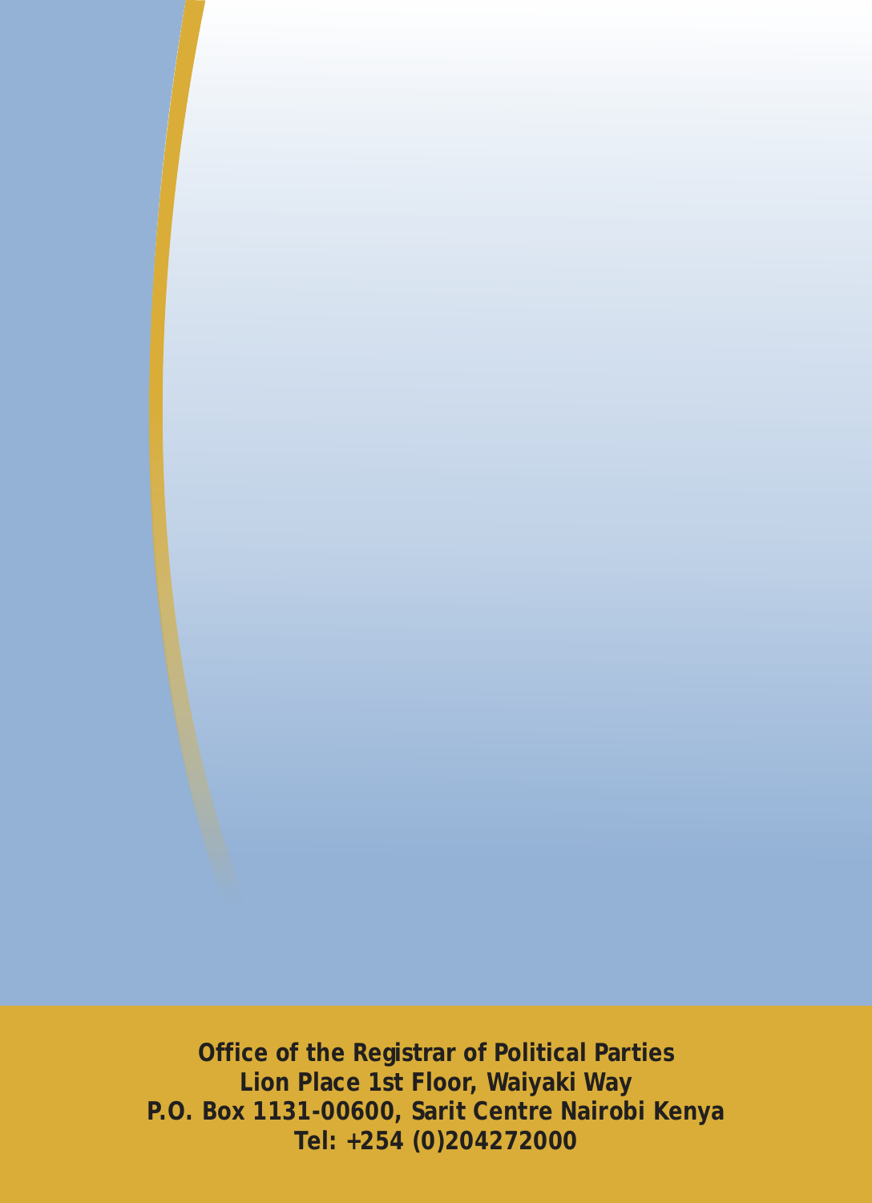**Office of the Registrar of Political Parties**
**Lion Place 1st Floor, Waiyaki Way**
**P.O. Box 1131-00600, Sarit Centre Nairobi Kenya**
**Tel: +254 (0)204272000**